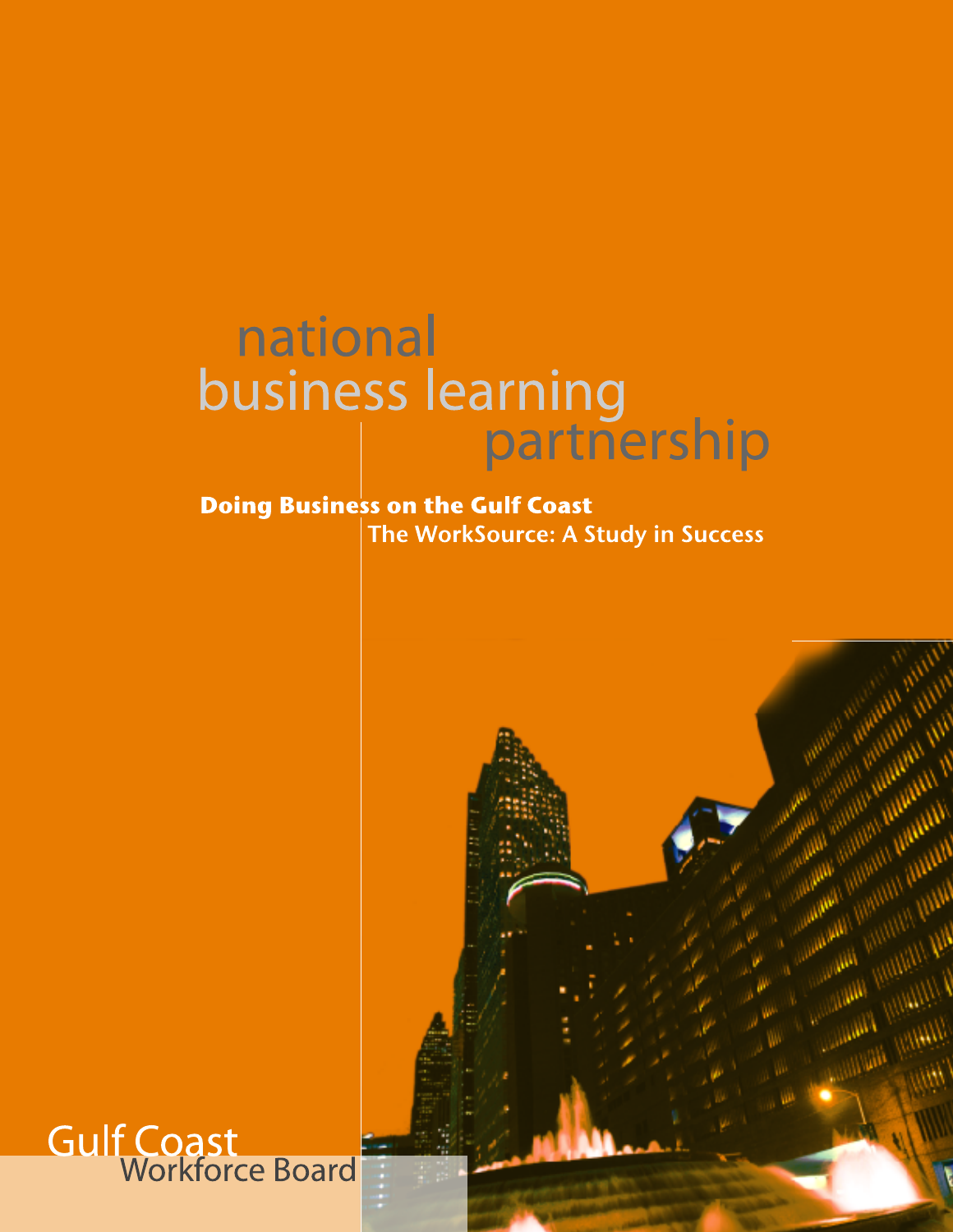# national business learning partnership

**Doing Business on the Gulf Coast**

**The WorkSource: A Study in Success**

Gulf Coast Workforce Board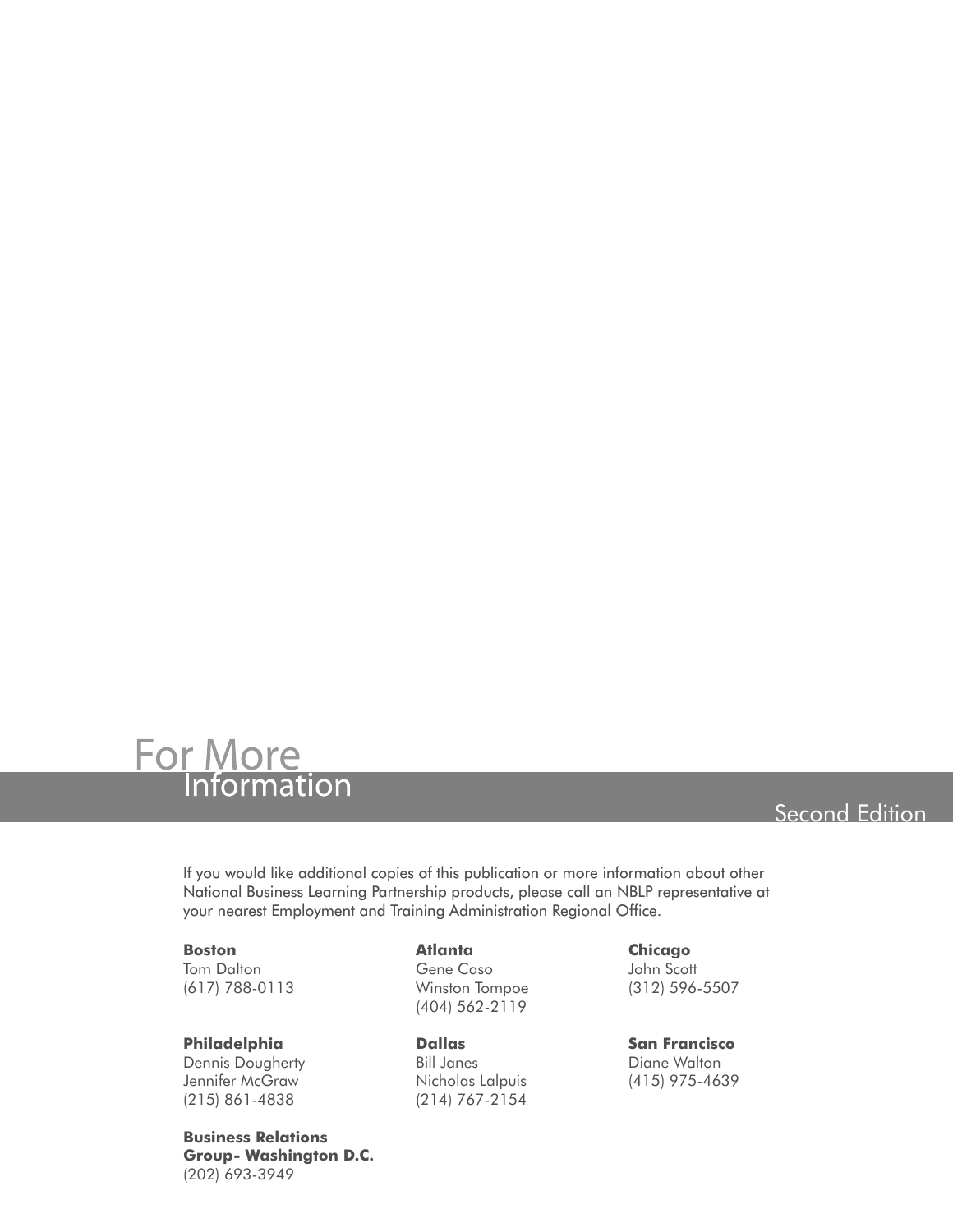# For More Information

Second Edition

If you would like additional copies of this publication or more information about other National Business Learning Partnership products, please call an NBLP representative at your nearest Employment and Training Administration Regional Office.

**Boston**
Tom Dalton
(617) 788-0113

**Atlanta**
Gene Caso
Winston Tompoe
(404) 562-2119

**Chicago**
John Scott
(312) 596-5507

**Philadelphia**
Dennis Dougherty
Jennifer McGraw
(215) 861-4838

**Dallas**
Bill Janes
Nicholas Lalpuis
(214) 767-2154

**San Francisco**
Diane Walton
(415) 975-4639

**Business Relations Group- Washington D.C.**
(202) 693-3949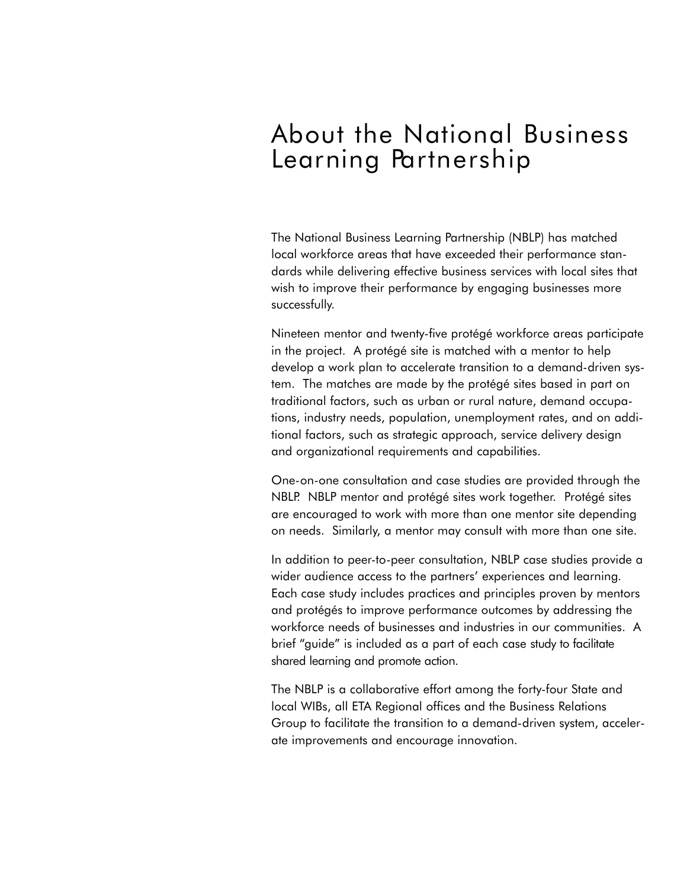# About the National Business Learning Partnership

The National Business Learning Partnership (NBLP) has matched local workforce areas that have exceeded their performance standards while delivering effective business services with local sites that wish to improve their performance by engaging businesses more successfully.

Nineteen mentor and twenty-five protégé workforce areas participate in the project. A protégé site is matched with a mentor to help develop a work plan to accelerate transition to a demand-driven system. The matches are made by the protégé sites based in part on traditional factors, such as urban or rural nature, demand occupations, industry needs, population, unemployment rates, and on additional factors, such as strategic approach, service delivery design and organizational requirements and capabilities.

One-on-one consultation and case studies are provided through the NBLP. NBLP mentor and protégé sites work together. Protégé sites are encouraged to work with more than one mentor site depending on needs. Similarly, a mentor may consult with more than one site.

In addition to peer-to-peer consultation, NBLP case studies provide a wider audience access to the partners' experiences and learning. Each case study includes practices and principles proven by mentors and protégés to improve performance outcomes by addressing the workforce needs of businesses and industries in our communities. A brief "guide" is included as a part of each case study to facilitate shared learning and promote action.

The NBLP is a collaborative effort among the forty-four State and local WIBs, all ETA Regional offices and the Business Relations Group to facilitate the transition to a demand-driven system, accelerate improvements and encourage innovation.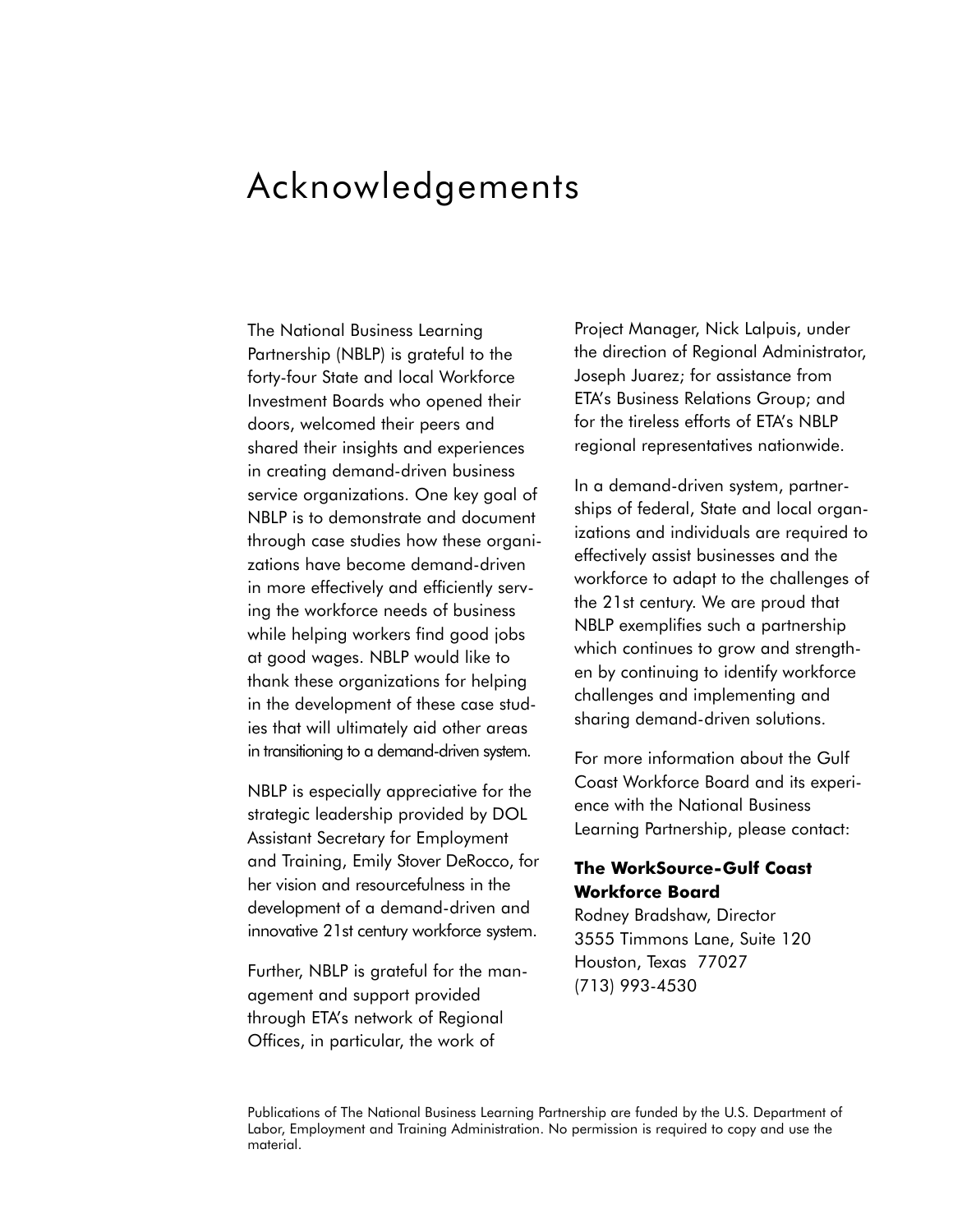# Acknowledgements

The National Business Learning Partnership (NBLP) is grateful to the forty-four State and local Workforce Investment Boards who opened their doors, welcomed their peers and shared their insights and experiences in creating demand-driven business service organizations. One key goal of NBLP is to demonstrate and document through case studies how these organizations have become demand-driven in more effectively and efficiently serving the workforce needs of business while helping workers find good jobs at good wages. NBLP would like to thank these organizations for helping in the development of these case studies that will ultimately aid other areas in transitioning to a demand-driven system.

NBLP is especially appreciative for the strategic leadership provided by DOL Assistant Secretary for Employment and Training, Emily Stover DeRocco, for her vision and resourcefulness in the development of a demand-driven and innovative 21st century workforce system.

Further, NBLP is grateful for the management and support provided through ETA's network of Regional Offices, in particular, the work of Project Manager, Nick Lalpuis, under the direction of Regional Administrator, Joseph Juarez; for assistance from ETA's Business Relations Group; and for the tireless efforts of ETA's NBLP regional representatives nationwide.

In a demand-driven system, partnerships of federal, State and local organizations and individuals are required to effectively assist businesses and the workforce to adapt to the challenges of the 21st century. We are proud that NBLP exemplifies such a partnership which continues to grow and strengthen by continuing to identify workforce challenges and implementing and sharing demand-driven solutions.

For more information about the Gulf Coast Workforce Board and its experience with the National Business Learning Partnership, please contact:

**The WorkSource-Gulf Coast Workforce Board**
Rodney Bradshaw, Director
3555 Timmons Lane, Suite 120
Houston, Texas 77027
(713) 993-4530

Publications of The National Business Learning Partnership are funded by the U.S. Department of Labor, Employment and Training Administration. No permission is required to copy and use the material.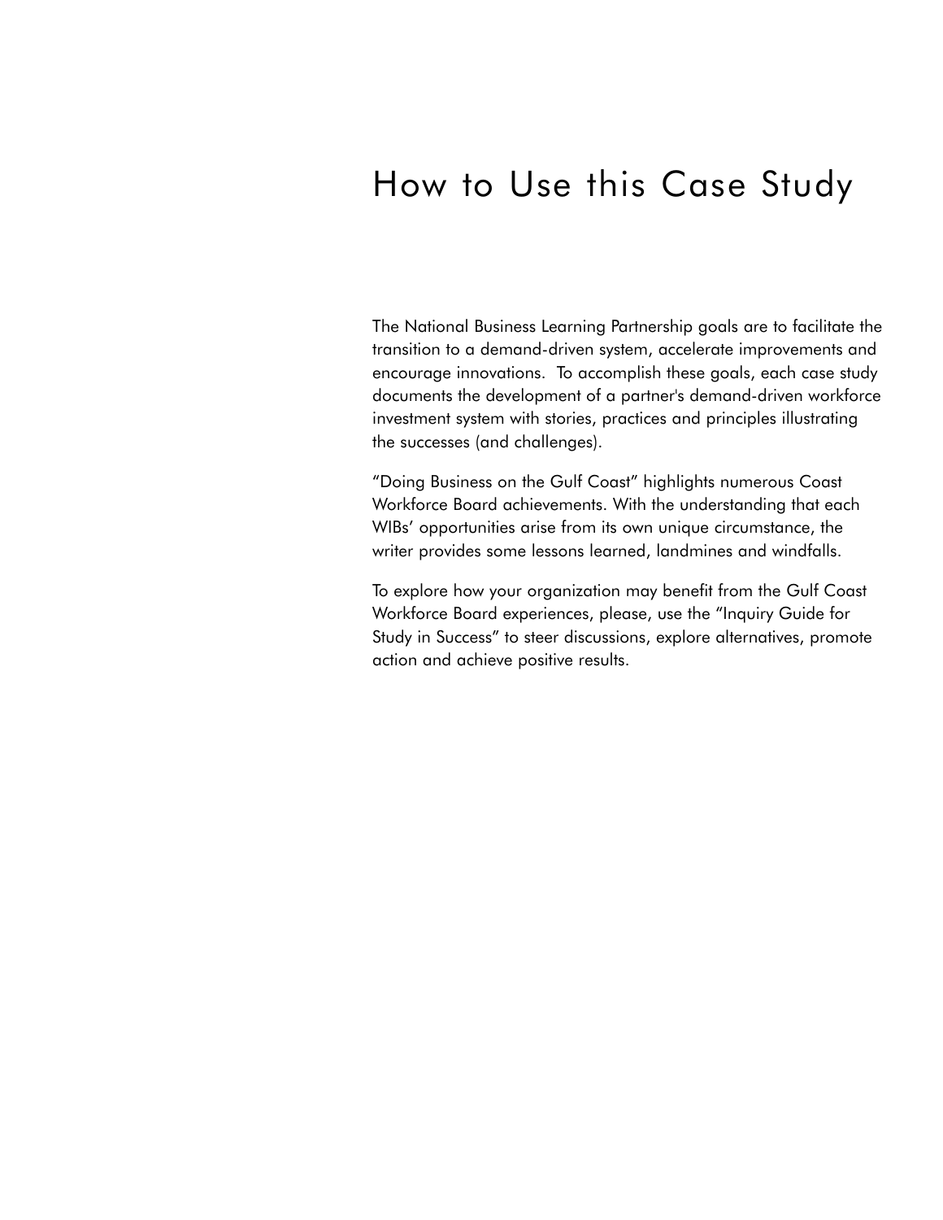# How to Use this Case Study

The National Business Learning Partnership goals are to facilitate the transition to a demand-driven system, accelerate improvements and encourage innovations. To accomplish these goals, each case study documents the development of a partner's demand-driven workforce investment system with stories, practices and principles illustrating the successes (and challenges).

"Doing Business on the Gulf Coast" highlights numerous Coast Workforce Board achievements. With the understanding that each WIBs' opportunities arise from its own unique circumstance, the writer provides some lessons learned, landmines and windfalls.

To explore how your organization may benefit from the Gulf Coast Workforce Board experiences, please, use the "Inquiry Guide for Study in Success" to steer discussions, explore alternatives, promote action and achieve positive results.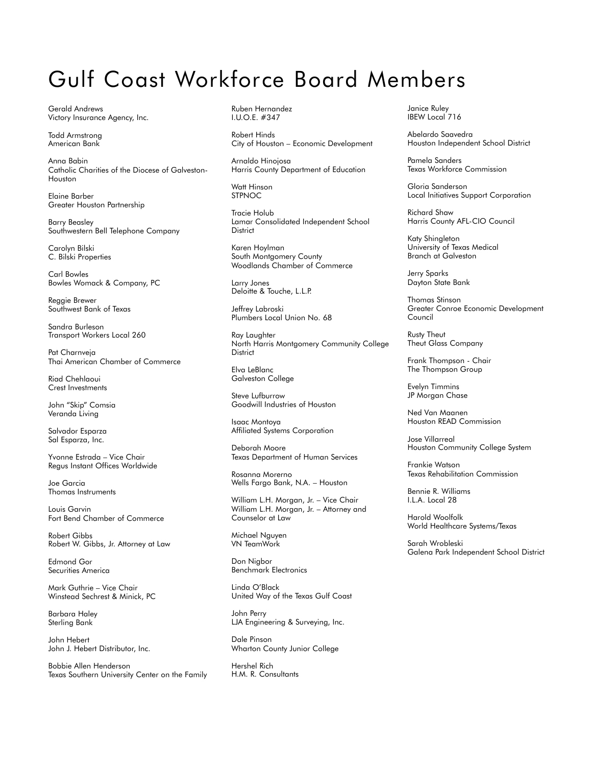# Gulf Coast Workforce Board Members

Gerald Andrews
Victory Insurance Agency, Inc.

Todd Armstrong
American Bank

Anna Babin
Catholic Charities of the Diocese of Galveston-Houston

Elaine Barber
Greater Houston Partnership

Barry Beasley
Southwestern Bell Telephone Company

Carolyn Bilski
C. Bilski Properties

Carl Bowles
Bowles Womack & Company, PC

Reggie Brewer
Southwest Bank of Texas

Sandra Burleson
Transport Workers Local 260

Pat Charnveja
Thai American Chamber of Commerce

Riad Chehlaoui
Crest Investments

John "Skip" Comsia
Veranda Living

Salvador Esparza
Sal Esparza, Inc.

Yvonne Estrada – Vice Chair
Regus Instant Offices Worldwide

Joe Garcia
Thomas Instruments

Louis Garvin
Fort Bend Chamber of Commerce

Robert Gibbs
Robert W. Gibbs, Jr. Attorney at Law

Edmond Gor
Securities America

Mark Guthrie – Vice Chair
Winstead Sechrest & Minick, PC

Barbara Haley
Sterling Bank

John Hebert
John J. Hebert Distributor, Inc.

Bobbie Allen Henderson
Texas Southern University Center on the Family

Ruben Hernandez
I.U.O.E. #347

Robert Hinds
City of Houston – Economic Development

Arnaldo Hinojosa
Harris County Department of Education

Watt Hinson
STPNOC

Tracie Holub
Lamar Consolidated Independent School District

Karen Hoylman
South Montgomery County
Woodlands Chamber of Commerce

Larry Jones
Deloitte & Touche, L.L.P.

Jeffrey Labroski
Plumbers Local Union No. 68

Ray Laughter
North Harris Montgomery Community College District

Elva LeBlanc
Galveston College

Steve Lufburrow
Goodwill Industries of Houston

Isaac Montoya
Affiliated Systems Corporation

Deborah Moore
Texas Department of Human Services

Rosanna Morerno
Wells Fargo Bank, N.A. – Houston

William L.H. Morgan, Jr. – Vice Chair
William L.H. Morgan, Jr. – Attorney and Counselor at Law

Michael Nguyen
VN TeamWork

Don Nigbor
Benchmark Electronics

Linda O'Black
United Way of the Texas Gulf Coast

John Perry
LJA Engineering & Surveying, Inc.

Dale Pinson
Wharton County Junior College

Hershel Rich
H.M. R. Consultants

Janice Ruley
IBEW Local 716

Abelardo Saavedra
Houston Independent School District

Pamela Sanders
Texas Workforce Commission

Gloria Sanderson
Local Initiatives Support Corporation

Richard Shaw
Harris County AFL-CIO Council

Katy Shingleton
University of Texas Medical Branch at Galveston

Jerry Sparks
Dayton State Bank

Thomas Stinson
Greater Conroe Economic Development Council

Rusty Theut
Theut Glass Company

Frank Thompson - Chair
The Thompson Group

Evelyn Timmins
JP Morgan Chase

Ned Van Maanen
Houston READ Commission

Jose Villarreal
Houston Community College System

Frankie Watson
Texas Rehabilitation Commission

Bennie R. Williams
I.L.A. Local 28

Harold Woolfolk
World Healthcare Systems/Texas

Sarah Wrobleski
Galena Park Independent School District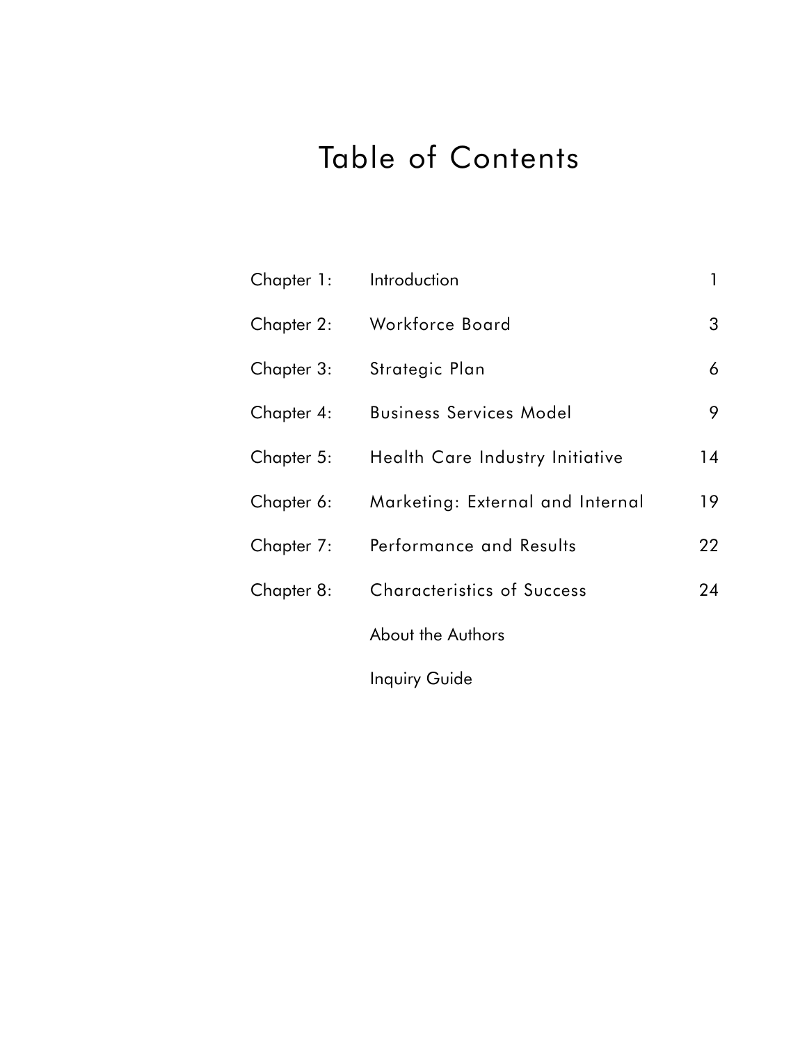# Table of Contents

| | | |
|---|---|---|
| Chapter 1: | Introduction | 1 |
| Chapter 2: | Workforce Board | 3 |
| Chapter 3: | Strategic Plan | 6 |
| Chapter 4: | Business Services Model | 9 |
| Chapter 5: | Health Care Industry Initiative | 14 |
| Chapter 6: | Marketing: External and Internal | 19 |
| Chapter 7: | Performance and Results | 22 |
| Chapter 8: | Characteristics of Success | 24 |
| | About the Authors | |
| | Inquiry Guide | |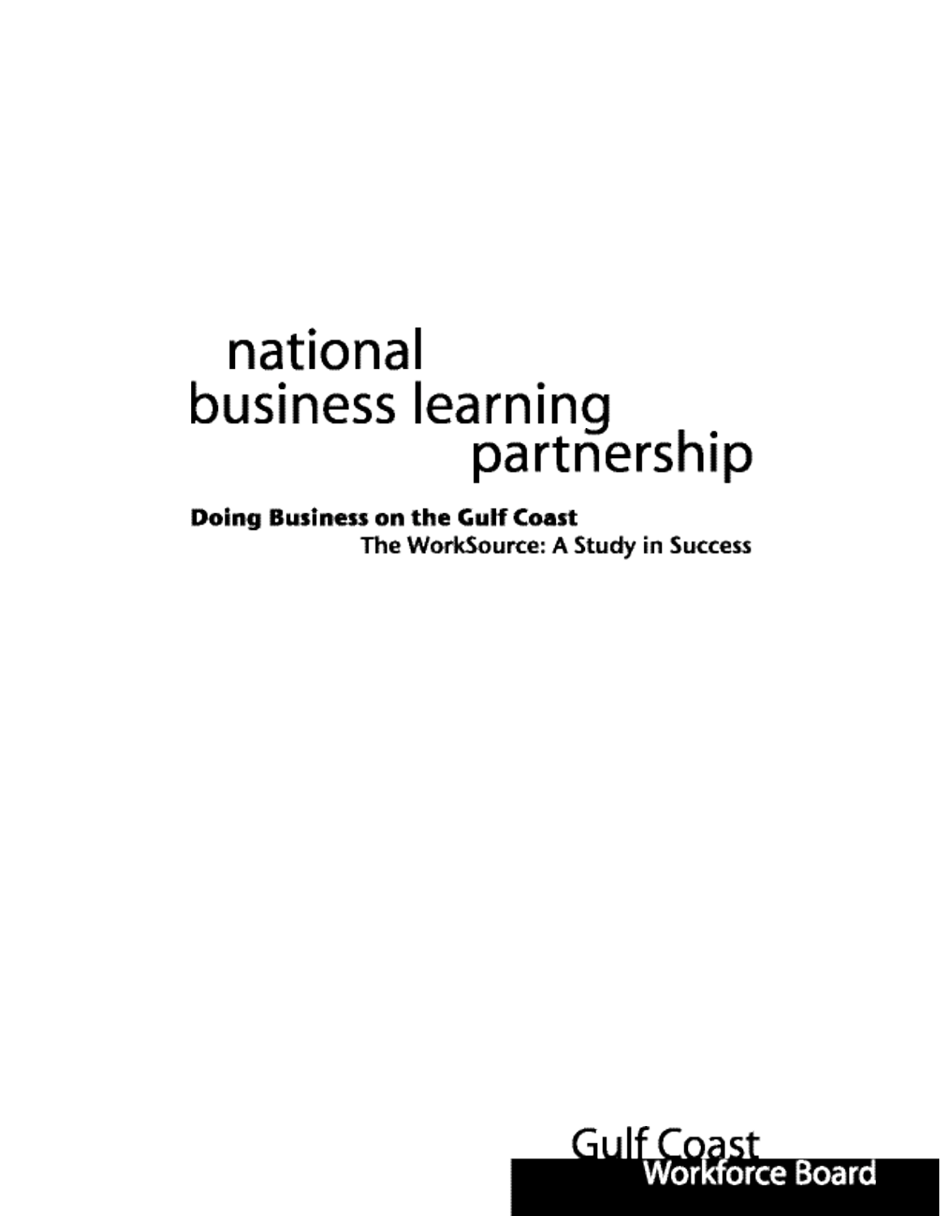# national business learning partnership

**Doing Business on the Gulf Coast**

The WorkSource: A Study in Success

Gulf Coast Workforce Board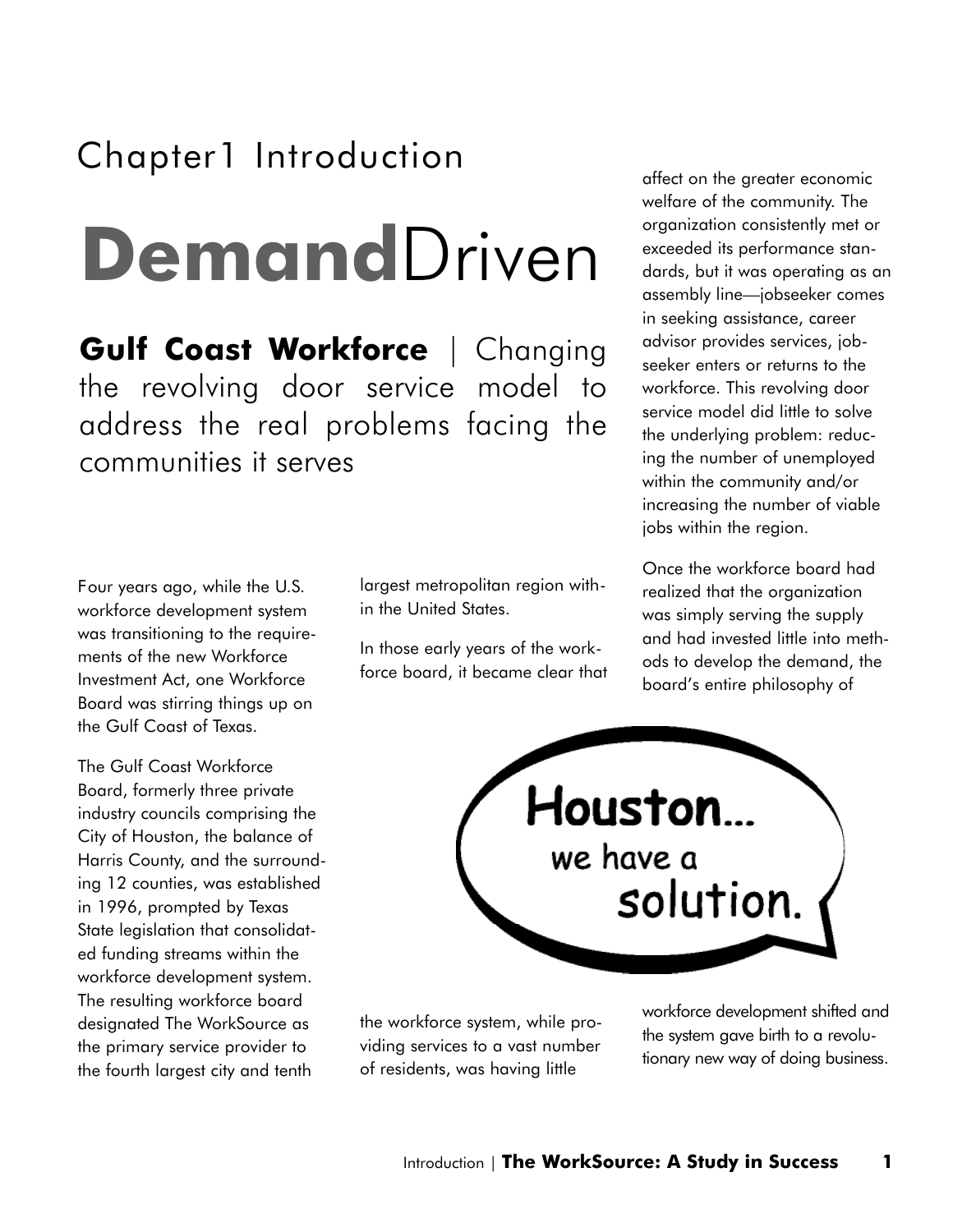# Chapter1 Introduction

# **Demand**Driven

## **Gulf Coast Workforce** | Changing the revolving door service model to address the real problems facing the communities it serves

Four years ago, while the U.S. workforce development system was transitioning to the requirements of the new Workforce Investment Act, one Workforce Board was stirring things up on the Gulf Coast of Texas.

The Gulf Coast Workforce Board, formerly three private industry councils comprising the City of Houston, the balance of Harris County, and the surrounding 12 counties, was established in 1996, prompted by Texas State legislation that consolidated funding streams within the workforce development system. The resulting workforce board designated The WorkSource as the primary service provider to the fourth largest city and tenth largest metropolitan region within the United States.

In those early years of the workforce board, it became clear that the workforce system, while providing services to a vast number of residents, was having little affect on the greater economic welfare of the community. The organization consistently met or exceeded its performance standards, but it was operating as an assembly line—jobseeker comes in seeking assistance, career advisor provides services, jobseeker enters or returns to the workforce. This revolving door service model did little to solve the underlying problem: reducing the number of unemployed within the community and/or increasing the number of viable jobs within the region.

Once the workforce board had realized that the organization was simply serving the supply and had invested little into methods to develop the demand, the board's entire philosophy of workforce development shifted and the system gave birth to a revolutionary new way of doing business.

Houston... we have a solution.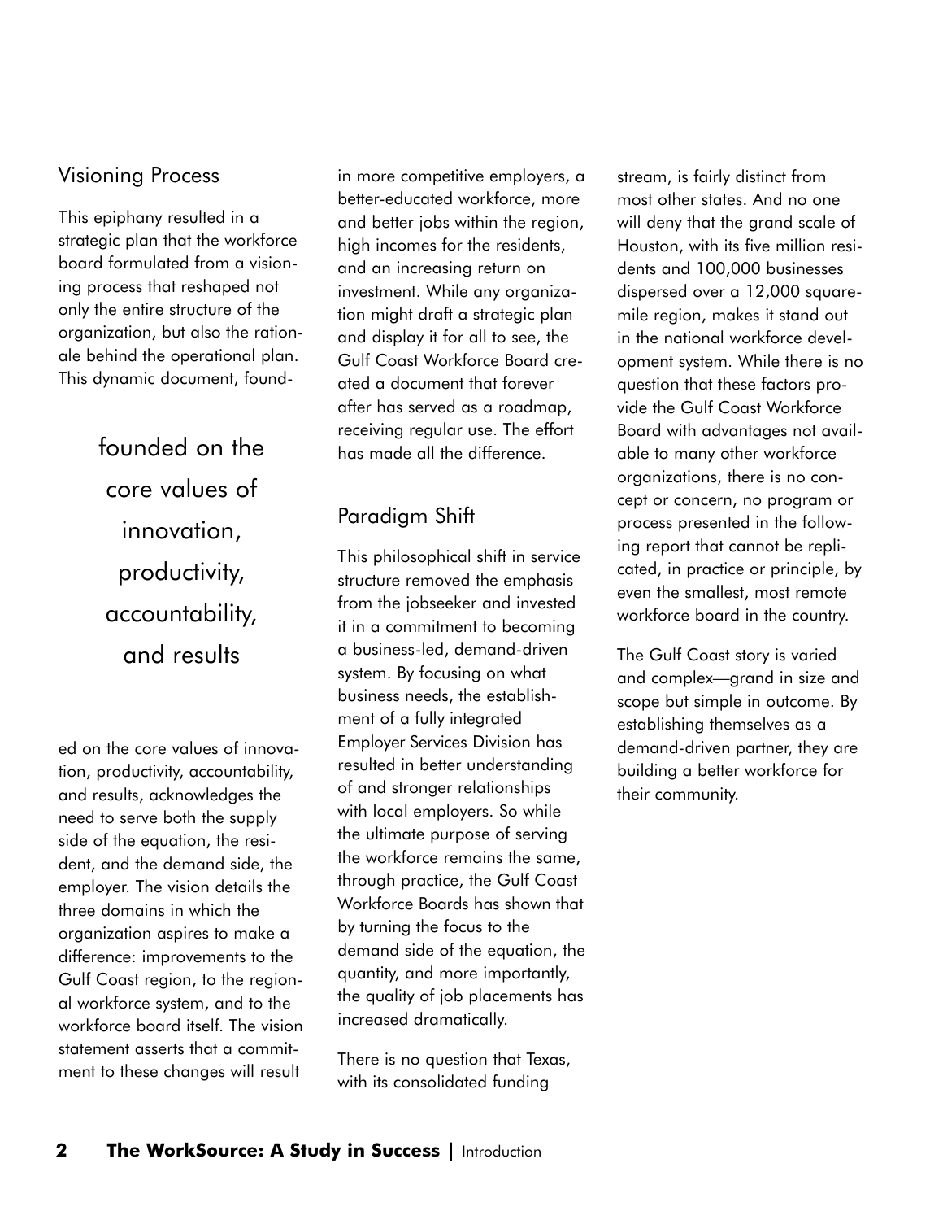## Visioning Process

This epiphany resulted in a strategic plan that the workforce board formulated from a visioning process that reshaped not only the entire structure of the organization, but also the rationale behind the operational plan. This dynamic document, founded on the core values of innovation, productivity, accountability, and results, acknowledges the need to serve both the supply side of the equation, the resident, and the demand side, the employer. The vision details the three domains in which the organization aspires to make a difference: improvements to the Gulf Coast region, to the regional workforce system, and to the workforce board itself. The vision statement asserts that a commitment to these changes will result in more competitive employers, a better-educated workforce, more and better jobs within the region, high incomes for the residents, and an increasing return on investment. While any organization might draft a strategic plan and display it for all to see, the Gulf Coast Workforce Board created a document that forever after has served as a roadmap, receiving regular use. The effort has made all the difference.

> founded on the core values of innovation, productivity, accountability, and results

## Paradigm Shift

This philosophical shift in service structure removed the emphasis from the jobseeker and invested it in a commitment to becoming a business-led, demand-driven system. By focusing on what business needs, the establishment of a fully integrated Employer Services Division has resulted in better understanding of and stronger relationships with local employers. So while the ultimate purpose of serving the workforce remains the same, through practice, the Gulf Coast Workforce Boards has shown that by turning the focus to the demand side of the equation, the quantity, and more importantly, the quality of job placements has increased dramatically.

There is no question that Texas, with its consolidated funding stream, is fairly distinct from most other states. And no one will deny that the grand scale of Houston, with its five million residents and 100,000 businesses dispersed over a 12,000 square-mile region, makes it stand out in the national workforce development system. While there is no question that these factors provide the Gulf Coast Workforce Board with advantages not available to many other workforce organizations, there is no concept or concern, no program or process presented in the following report that cannot be replicated, in practice or principle, by even the smallest, most remote workforce board in the country.

The Gulf Coast story is varied and complex—grand in size and scope but simple in outcome. By establishing themselves as a demand-driven partner, they are building a better workforce for their community.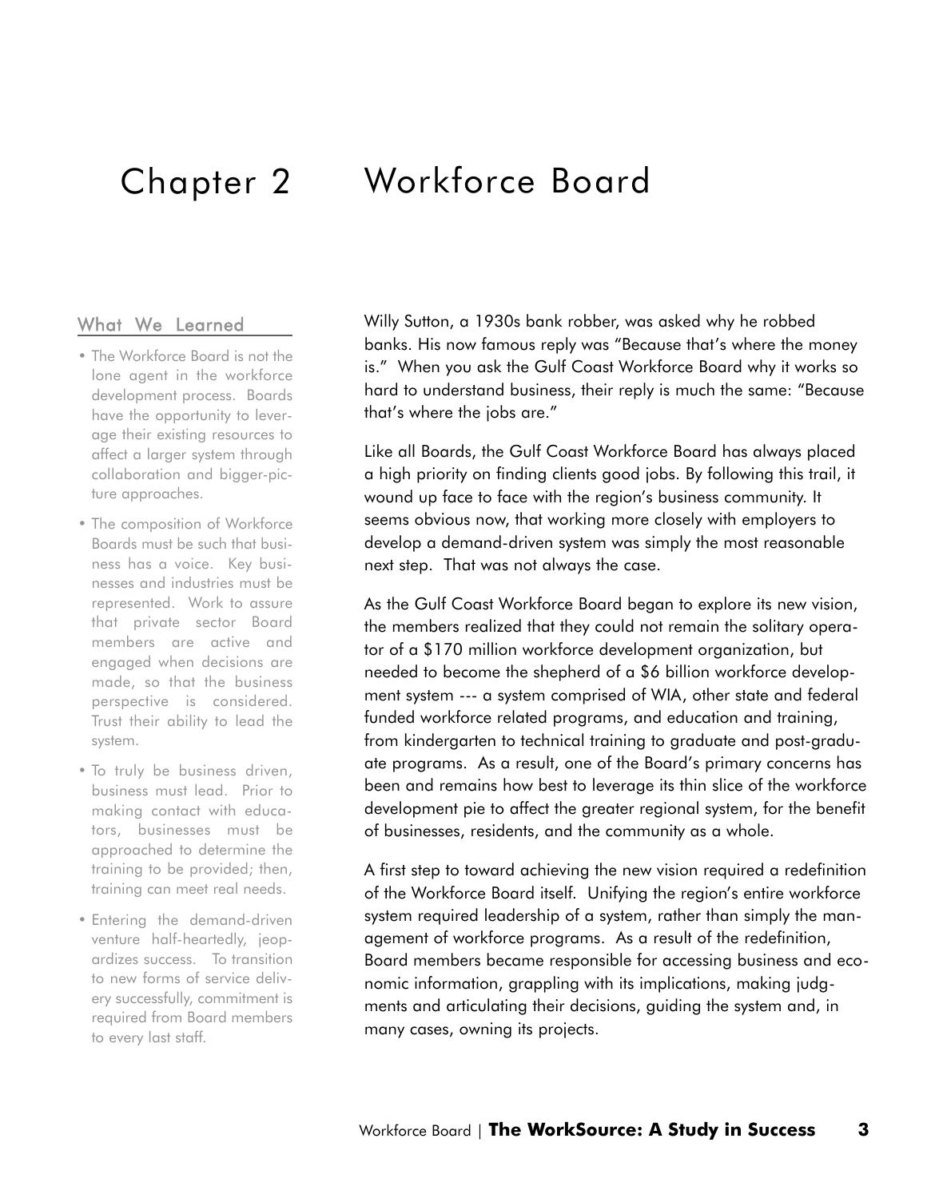# Chapter 2 Workforce Board

## What We Learned

- The Workforce Board is not the lone agent in the workforce development process. Boards have the opportunity to leverage their existing resources to affect a larger system through collaboration and bigger-picture approaches.
- The composition of Workforce Boards must be such that business has a voice. Key businesses and industries must be represented. Work to assure that private sector Board members are active and engaged when decisions are made, so that the business perspective is considered. Trust their ability to lead the system.
- To truly be business driven, business must lead. Prior to making contact with educators, businesses must be approached to determine the training to be provided; then, training can meet real needs.
- Entering the demand-driven venture half-heartedly, jeopardizes success. To transition to new forms of service delivery successfully, commitment is required from Board members to every last staff.

Willy Sutton, a 1930s bank robber, was asked why he robbed banks. His now famous reply was "Because that's where the money is." When you ask the Gulf Coast Workforce Board why it works so hard to understand business, their reply is much the same: "Because that's where the jobs are."

Like all Boards, the Gulf Coast Workforce Board has always placed a high priority on finding clients good jobs. By following this trail, it wound up face to face with the region's business community. It seems obvious now, that working more closely with employers to develop a demand-driven system was simply the most reasonable next step. That was not always the case.

As the Gulf Coast Workforce Board began to explore its new vision, the members realized that they could not remain the solitary operator of a $170 million workforce development organization, but needed to become the shepherd of a $6 billion workforce development system --- a system comprised of WIA, other state and federal funded workforce related programs, and education and training, from kindergarten to technical training to graduate and post-graduate programs. As a result, one of the Board's primary concerns has been and remains how best to leverage its thin slice of the workforce development pie to affect the greater regional system, for the benefit of businesses, residents, and the community as a whole.

A first step to toward achieving the new vision required a redefinition of the Workforce Board itself. Unifying the region's entire workforce system required leadership of a system, rather than simply the management of workforce programs. As a result of the redefinition, Board members became responsible for accessing business and economic information, grappling with its implications, making judgments and articulating their decisions, guiding the system and, in many cases, owning its projects.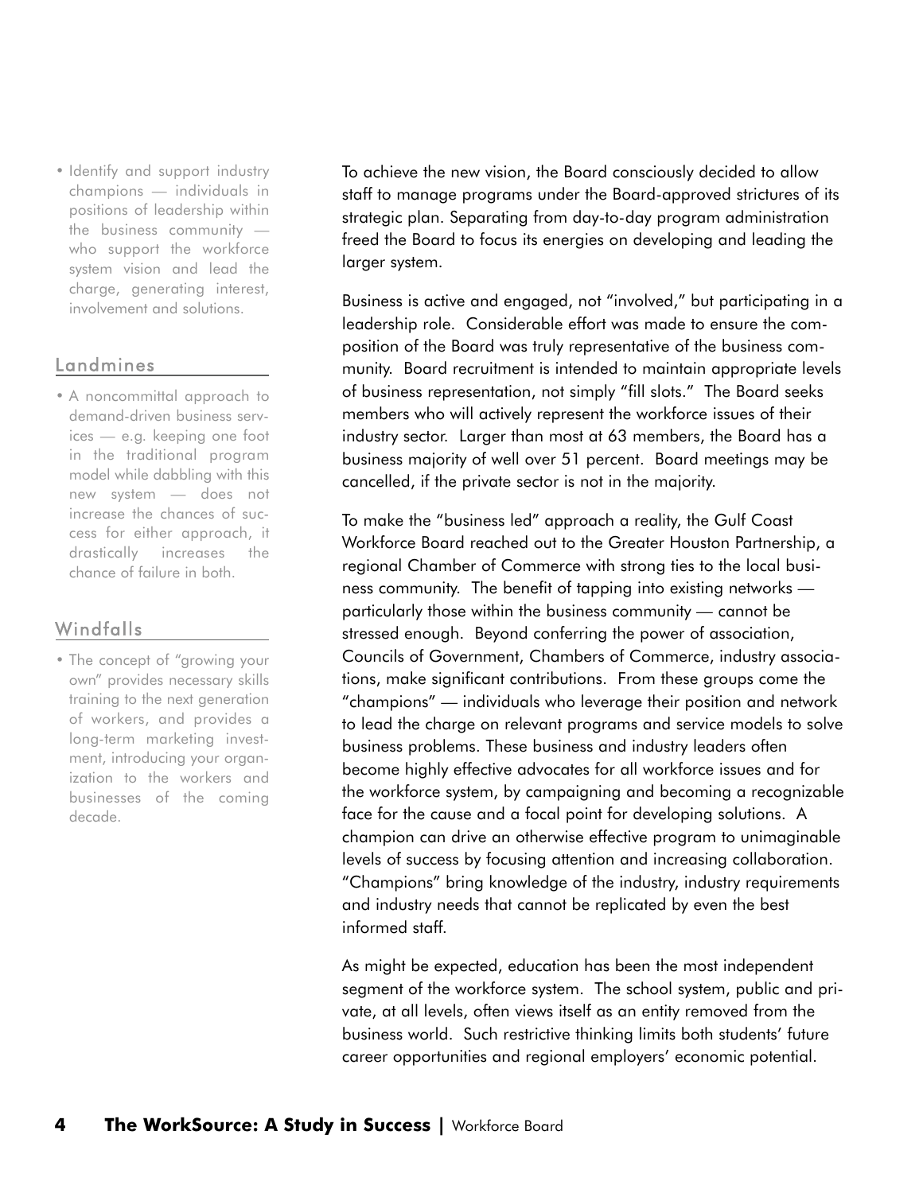- Identify and support industry champions — individuals in positions of leadership within the business community — who support the workforce system vision and lead the charge, generating interest, involvement and solutions.

## Landmines

- A noncommittal approach to demand-driven business services — e.g. keeping one foot in the traditional program model while dabbling with this new system — does not increase the chances of success for either approach, it drastically increases the chance of failure in both.

## Windfalls

- The concept of "growing your own" provides necessary skills training to the next generation of workers, and provides a long-term marketing investment, introducing your organization to the workers and businesses of the coming decade.

To achieve the new vision, the Board consciously decided to allow staff to manage programs under the Board-approved strictures of its strategic plan. Separating from day-to-day program administration freed the Board to focus its energies on developing and leading the larger system.

Business is active and engaged, not "involved," but participating in a leadership role. Considerable effort was made to ensure the composition of the Board was truly representative of the business community. Board recruitment is intended to maintain appropriate levels of business representation, not simply "fill slots." The Board seeks members who will actively represent the workforce issues of their industry sector. Larger than most at 63 members, the Board has a business majority of well over 51 percent. Board meetings may be cancelled, if the private sector is not in the majority.

To make the "business led" approach a reality, the Gulf Coast Workforce Board reached out to the Greater Houston Partnership, a regional Chamber of Commerce with strong ties to the local business community. The benefit of tapping into existing networks — particularly those within the business community — cannot be stressed enough. Beyond conferring the power of association, Councils of Government, Chambers of Commerce, industry associations, make significant contributions. From these groups come the "champions" — individuals who leverage their position and network to lead the charge on relevant programs and service models to solve business problems. These business and industry leaders often become highly effective advocates for all workforce issues and for the workforce system, by campaigning and becoming a recognizable face for the cause and a focal point for developing solutions. A champion can drive an otherwise effective program to unimaginable levels of success by focusing attention and increasing collaboration. "Champions" bring knowledge of the industry, industry requirements and industry needs that cannot be replicated by even the best informed staff.

As might be expected, education has been the most independent segment of the workforce system. The school system, public and private, at all levels, often views itself as an entity removed from the business world. Such restrictive thinking limits both students' future career opportunities and regional employers' economic potential.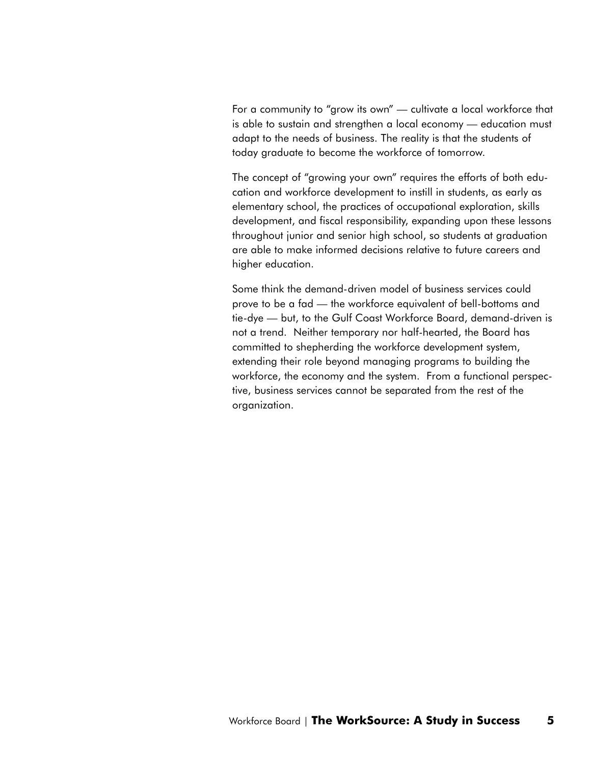For a community to "grow its own" — cultivate a local workforce that is able to sustain and strengthen a local economy — education must adapt to the needs of business. The reality is that the students of today graduate to become the workforce of tomorrow.

The concept of "growing your own" requires the efforts of both education and workforce development to instill in students, as early as elementary school, the practices of occupational exploration, skills development, and fiscal responsibility, expanding upon these lessons throughout junior and senior high school, so students at graduation are able to make informed decisions relative to future careers and higher education.

Some think the demand-driven model of business services could prove to be a fad — the workforce equivalent of bell-bottoms and tie-dye — but, to the Gulf Coast Workforce Board, demand-driven is not a trend. Neither temporary nor half-hearted, the Board has committed to shepherding the workforce development system, extending their role beyond managing programs to building the workforce, the economy and the system. From a functional perspective, business services cannot be separated from the rest of the organization.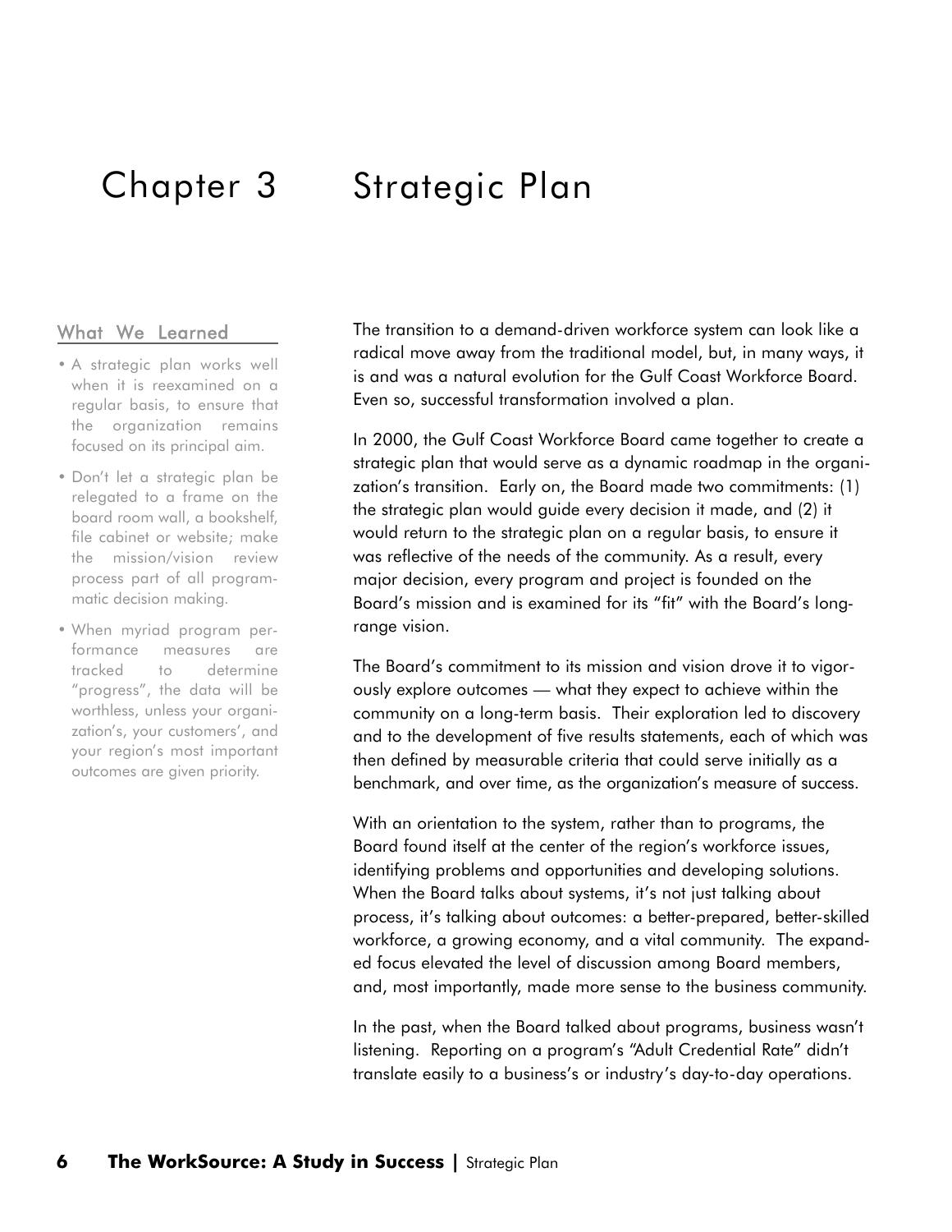# Chapter 3 Strategic Plan

## What We Learned

- A strategic plan works well when it is reexamined on a regular basis, to ensure that the organization remains focused on its principal aim.
- Don't let a strategic plan be relegated to a frame on the board room wall, a bookshelf, file cabinet or website; make the mission/vision review process part of all programmatic decision making.
- When myriad program performance measures are tracked to determine "progress", the data will be worthless, unless your organization's, your customers', and your region's most important outcomes are given priority.

The transition to a demand-driven workforce system can look like a radical move away from the traditional model, but, in many ways, it is and was a natural evolution for the Gulf Coast Workforce Board. Even so, successful transformation involved a plan.

In 2000, the Gulf Coast Workforce Board came together to create a strategic plan that would serve as a dynamic roadmap in the organization's transition. Early on, the Board made two commitments: (1) the strategic plan would guide every decision it made, and (2) it would return to the strategic plan on a regular basis, to ensure it was reflective of the needs of the community. As a result, every major decision, every program and project is founded on the Board's mission and is examined for its "fit" with the Board's long-range vision.

The Board's commitment to its mission and vision drove it to vigorously explore outcomes — what they expect to achieve within the community on a long-term basis. Their exploration led to discovery and to the development of five results statements, each of which was then defined by measurable criteria that could serve initially as a benchmark, and over time, as the organization's measure of success.

With an orientation to the system, rather than to programs, the Board found itself at the center of the region's workforce issues, identifying problems and opportunities and developing solutions. When the Board talks about systems, it's not just talking about process, it's talking about outcomes: a better-prepared, better-skilled workforce, a growing economy, and a vital community. The expanded focus elevated the level of discussion among Board members, and, most importantly, made more sense to the business community.

In the past, when the Board talked about programs, business wasn't listening. Reporting on a program's "Adult Credential Rate" didn't translate easily to a business's or industry's day-to-day operations.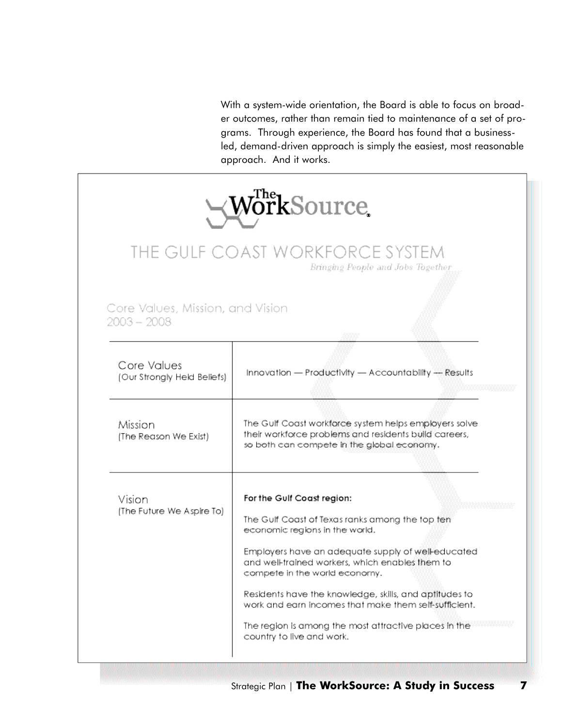With a system-wide orientation, the Board is able to focus on broader outcomes, rather than remain tied to maintenance of a set of programs. Through experience, the Board has found that a business-led, demand-driven approach is simply the easiest, most reasonable approach. And it works.

# The WorkSource

## THE GULF COAST WORKFORCE SYSTEM

*Bringing People and Jobs Together*

### Core Values, Mission, and Vision 2003 – 2008

| | |
|---|---|
| Core Values (Our Strongly Held Beliefs) | Innovation — Productivity — Accountability — Results |
| Mission (The Reason We Exist) | The Gulf Coast workforce system helps employers solve their workforce problems and residents build careers, so both can compete in the global economy. |
| Vision (The Future We Aspire To) | **For the Gulf Coast region:** The Gulf Coast of Texas ranks among the top ten economic regions in the world. Employers have an adequate supply of well-educated and well-trained workers, which enables them to compete in the world economy. Residents have the knowledge, skills, and aptitudes to work and earn incomes that make them self-sufficient. The region is among the most attractive places in the country to live and work. |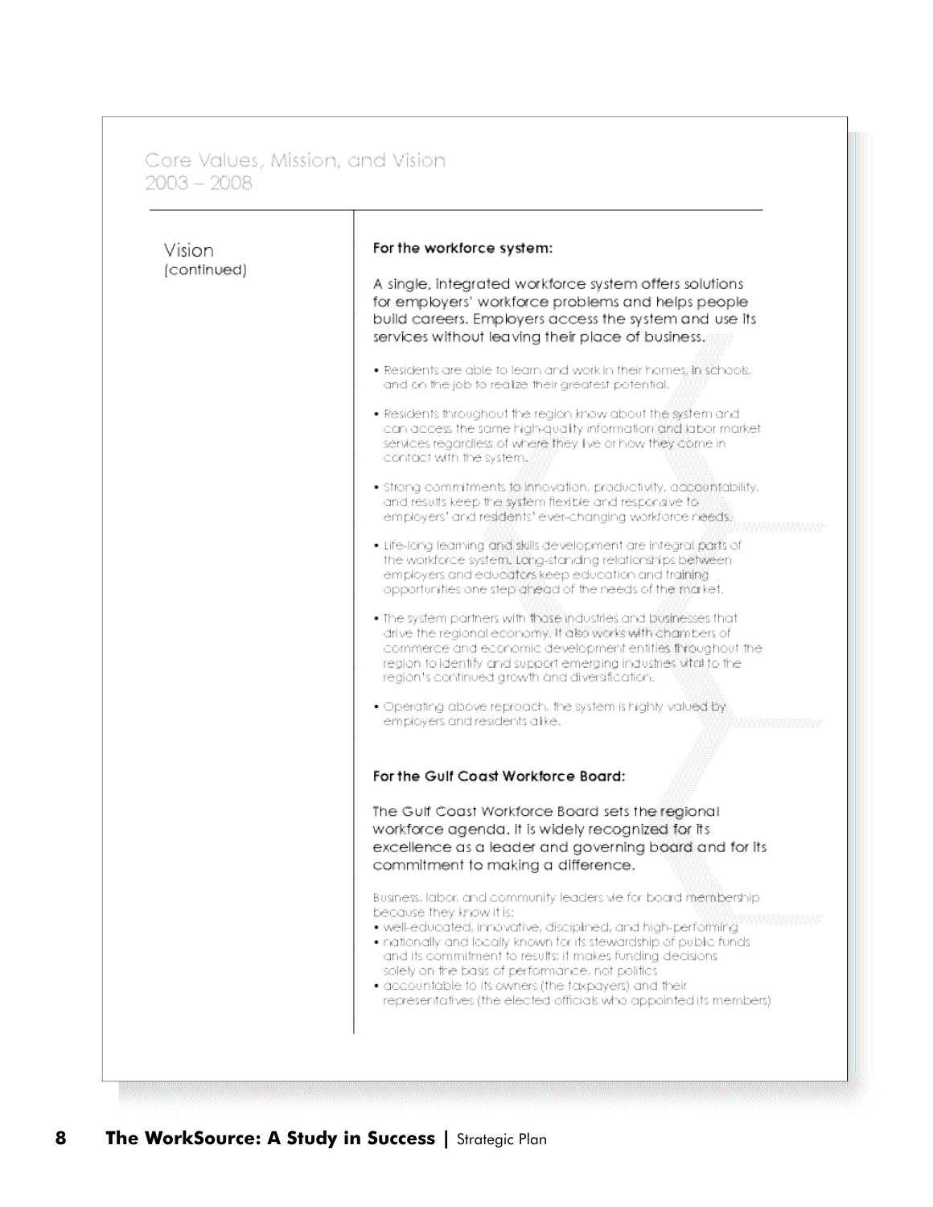## Core Values, Mission, and Vision 2003 – 2008

### Vision (continued)

**For the workforce system:**

A single, integrated workforce system offers solutions for employers' workforce problems and helps people build careers. Employers access the system and use its services without leaving their place of business.

- Residents are able to learn and work in their homes, in schools, and on the job to realize their greatest potential.
- Residents throughout the region know about the system and can access the same high-quality information and labor market services regardless of where they live or how they come in contact with the system.
- Strong commitments to innovation, productivity, accountability, and results keep the system flexible and responsive to employers' and residents' ever-changing workforce needs.
- Life-long learning and skills development are integral parts of the workforce system. Long-standing relationships between employers and educators keep education and training opportunities one step ahead of the needs of the market.
- The system partners with those industries and businesses that drive the regional economy. It also works with chambers of commerce and economic development entities throughout the region to identify and support emerging industries vital to the region's continued growth and diversification.
- Operating above reproach, the system is highly valued by employers and residents alike.

**For the Gulf Coast Workforce Board:**

The Gulf Coast Workforce Board sets the regional workforce agenda. It is widely recognized for its excellence as a leader and governing board and for its commitment to making a difference.

Business, labor, and community leaders vie for board membership because they know it is:

- well-educated, innovative, disciplined, and high-performing
- nationally and locally known for its stewardship of public funds and its commitment to results; it makes funding decisions solely on the basis of performance, not politics
- accountable to its owners (the taxpayers) and their representatives (the elected officials who appointed its members)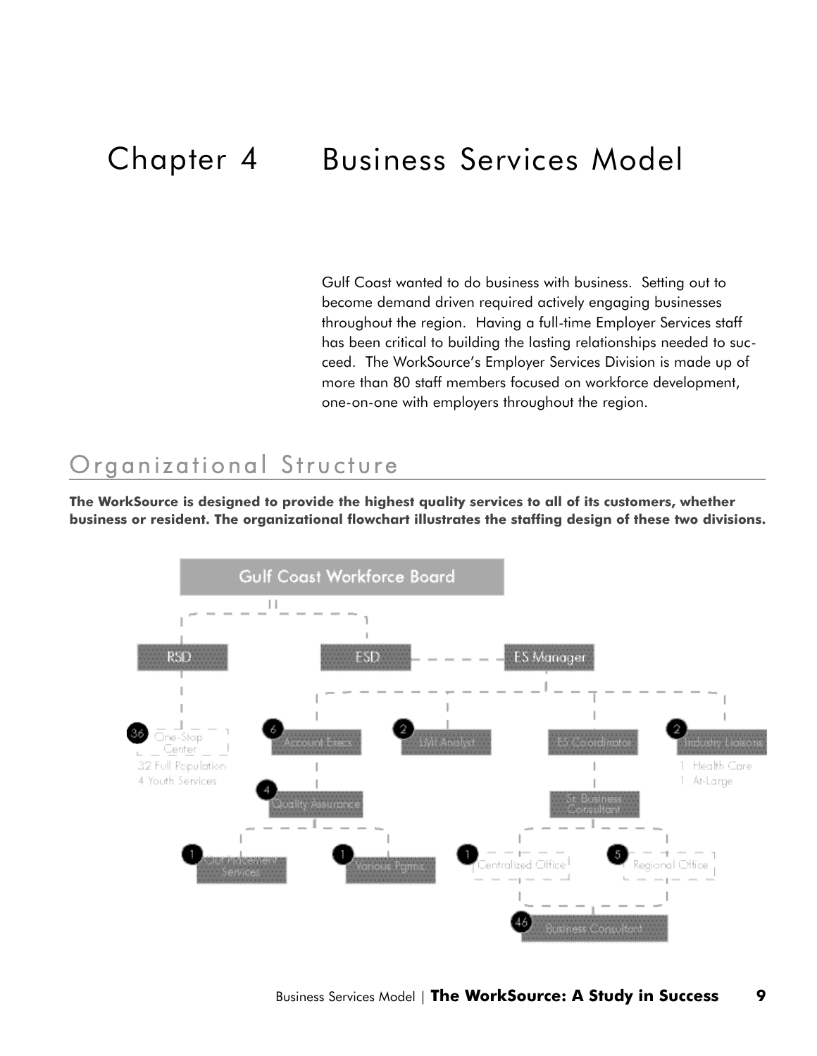# Chapter 4 Business Services Model

Gulf Coast wanted to do business with business. Setting out to become demand driven required actively engaging businesses throughout the region. Having a full-time Employer Services staff has been critical to building the lasting relationships needed to succeed. The WorkSource's Employer Services Division is made up of more than 80 staff members focused on workforce development, one-on-one with employers throughout the region.

## Organizational Structure

**The WorkSource is designed to provide the highest quality services to all of its customers, whether business or resident. The organizational flowchart illustrates the staffing design of these two divisions.**

- Gulf Coast Workforce Board
  - RSD
    - 36 One-Stop Center
      - 32 Full Population
      - 4 Youth Services
  - ESD — ES Manager
    - 6 Account Execs
      - 4 Quality Assurance
        - 1 Out Placement Services
        - 1 Various Pgms.
    - 2 LMI Analyst
    - ES Coordinator
      - Sr. Business Consultant
        - 1 Centralized Office
        - 5 Regional Office
          - 46 Business Consultant
    - 2 Industry Liaisons
      - 1 Health Care
      - 1 At-Large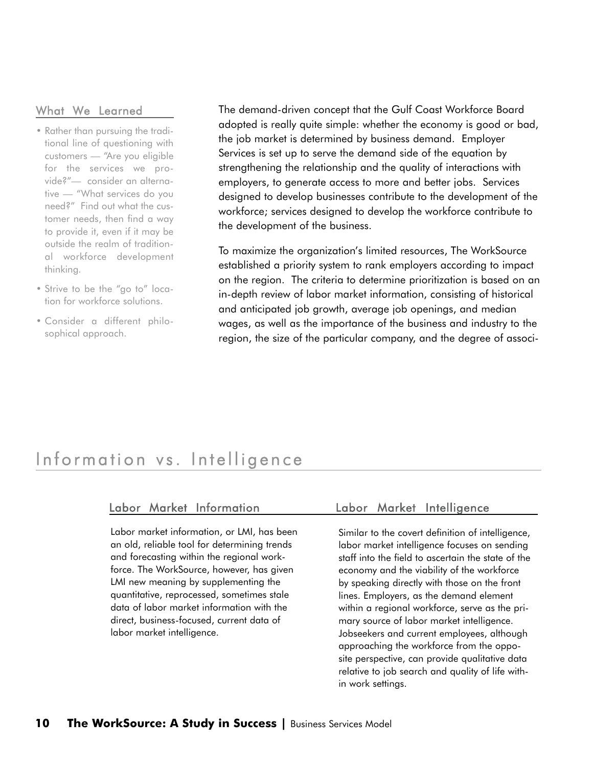### What We Learned

- Rather than pursuing the traditional line of questioning with customers — "Are you eligible for the services we provide?"— consider an alternative — "What services do you need?" Find out what the customer needs, then find a way to provide it, even if it may be outside the realm of traditional workforce development thinking.
- Strive to be the "go to" location for workforce solutions.
- Consider a different philosophical approach.

The demand-driven concept that the Gulf Coast Workforce Board adopted is really quite simple: whether the economy is good or bad, the job market is determined by business demand. Employer Services is set up to serve the demand side of the equation by strengthening the relationship and the quality of interactions with employers, to generate access to more and better jobs. Services designed to develop businesses contribute to the development of the workforce; services designed to develop the workforce contribute to the development of the business.

To maximize the organization's limited resources, The WorkSource established a priority system to rank employers according to impact on the region. The criteria to determine prioritization is based on an in-depth review of labor market information, consisting of historical and anticipated job growth, average job openings, and median wages, as well as the importance of the business and industry to the region, the size of the particular company, and the degree of associ-

## Information vs. Intelligence

### Labor Market Information

Labor market information, or LMI, has been an old, reliable tool for determining trends and forecasting within the regional workforce. The WorkSource, however, has given LMI new meaning by supplementing the quantitative, reprocessed, sometimes stale data of labor market information with the direct, business-focused, current data of labor market intelligence.

### Labor Market Intelligence

Similar to the covert definition of intelligence, labor market intelligence focuses on sending staff into the field to ascertain the state of the economy and the viability of the workforce by speaking directly with those on the front lines. Employers, as the demand element within a regional workforce, serve as the primary source of labor market intelligence. Jobseekers and current employees, although approaching the workforce from the opposite perspective, can provide qualitative data relative to job search and quality of life within work settings.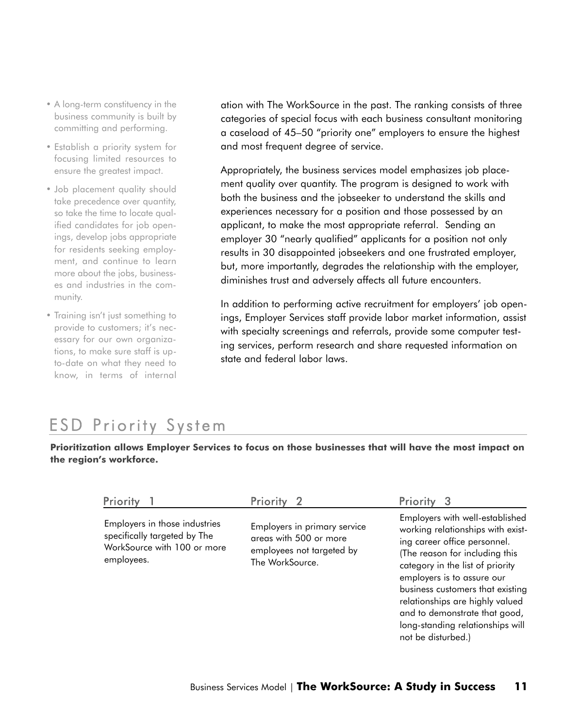- A long-term constituency in the business community is built by committing and performing.
- Establish a priority system for focusing limited resources to ensure the greatest impact.
- Job placement quality should take precedence over quantity, so take the time to locate qualified candidates for job openings, develop jobs appropriate for residents seeking employment, and continue to learn more about the jobs, businesses and industries in the community.
- Training isn't just something to provide to customers; it's necessary for our own organizations, to make sure staff is up-to-date on what they need to know, in terms of internal

ation with The WorkSource in the past. The ranking consists of three categories of special focus with each business consultant monitoring a caseload of 45–50 "priority one" employers to ensure the highest and most frequent degree of service.

Appropriately, the business services model emphasizes job placement quality over quantity. The program is designed to work with both the business and the jobseeker to understand the skills and experiences necessary for a position and those possessed by an applicant, to make the most appropriate referral. Sending an employer 30 "nearly qualified" applicants for a position not only results in 30 disappointed jobseekers and one frustrated employer, but, more importantly, degrades the relationship with the employer, diminishes trust and adversely affects all future encounters.

In addition to performing active recruitment for employers' job openings, Employer Services staff provide labor market information, assist with specialty screenings and referrals, provide some computer testing services, perform research and share requested information on state and federal labor laws.

## ESD Priority System

**Prioritization allows Employer Services to focus on those businesses that will have the most impact on the region's workforce.**

| Priority 1 | Priority 2 | Priority 3 |
|---|---|---|
| Employers in those industries specifically targeted by The WorkSource with 100 or more employees. | Employers in primary service areas with 500 or more employees not targeted by The WorkSource. | Employers with well-established working relationships with existing career office personnel. (The reason for including this category in the list of priority employers is to assure our business customers that existing relationships are highly valued and to demonstrate that good, long-standing relationships will not be disturbed.) |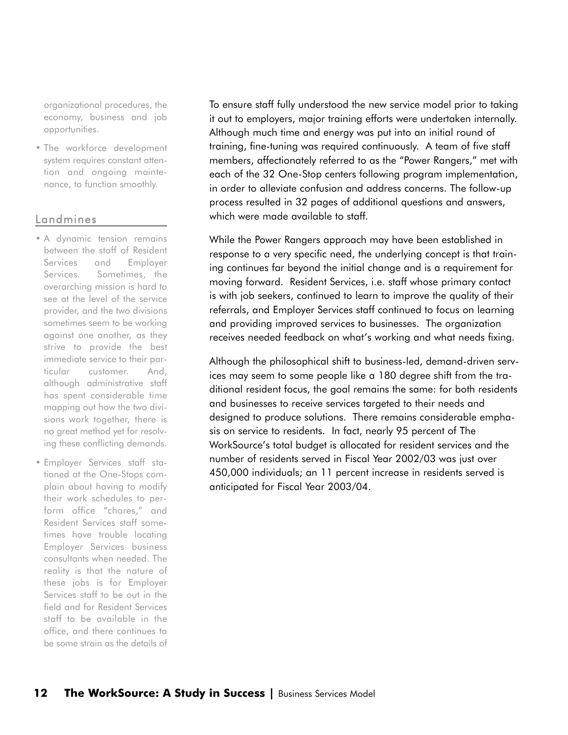organizational procedures, the economy, business and job opportunities.

- The workforce development system requires constant attention and ongoing maintenance, to function smoothly.

## Landmines

- A dynamic tension remains between the staff of Resident Services and Employer Services. Sometimes, the overarching mission is hard to see at the level of the service provider, and the two divisions sometimes seem to be working against one another, as they strive to provide the best immediate service to their particular customer. And, although administrative staff has spent considerable time mapping out how the two divisions work together, there is no great method yet for resolving these conflicting demands.
- Employer Services staff stationed at the One-Stops complain about having to modify their work schedules to perform office "chores," and Resident Services staff sometimes have trouble locating Employer Services business consultants when needed. The reality is that the nature of these jobs is for Employer Services staff to be out in the field and for Resident Services staff to be available in the office, and there continues to be some strain as the details of

To ensure staff fully understood the new service model prior to taking it out to employers, major training efforts were undertaken internally. Although much time and energy was put into an initial round of training, fine-tuning was required continuously. A team of five staff members, affectionately referred to as the "Power Rangers," met with each of the 32 One-Stop centers following program implementation, in order to alleviate confusion and address concerns. The follow-up process resulted in 32 pages of additional questions and answers, which were made available to staff.

While the Power Rangers approach may have been established in response to a very specific need, the underlying concept is that training continues far beyond the initial change and is a requirement for moving forward. Resident Services, i.e. staff whose primary contact is with job seekers, continued to learn to improve the quality of their referrals, and Employer Services staff continued to focus on learning and providing improved services to businesses. The organization receives needed feedback on what's working and what needs fixing.

Although the philosophical shift to business-led, demand-driven services may seem to some people like a 180 degree shift from the traditional resident focus, the goal remains the same: for both residents and businesses to receive services targeted to their needs and designed to produce solutions. There remains considerable emphasis on service to residents. In fact, nearly 95 percent of The WorkSource's total budget is allocated for resident services and the number of residents served in Fiscal Year 2002/03 was just over 450,000 individuals; an 11 percent increase in residents served is anticipated for Fiscal Year 2003/04.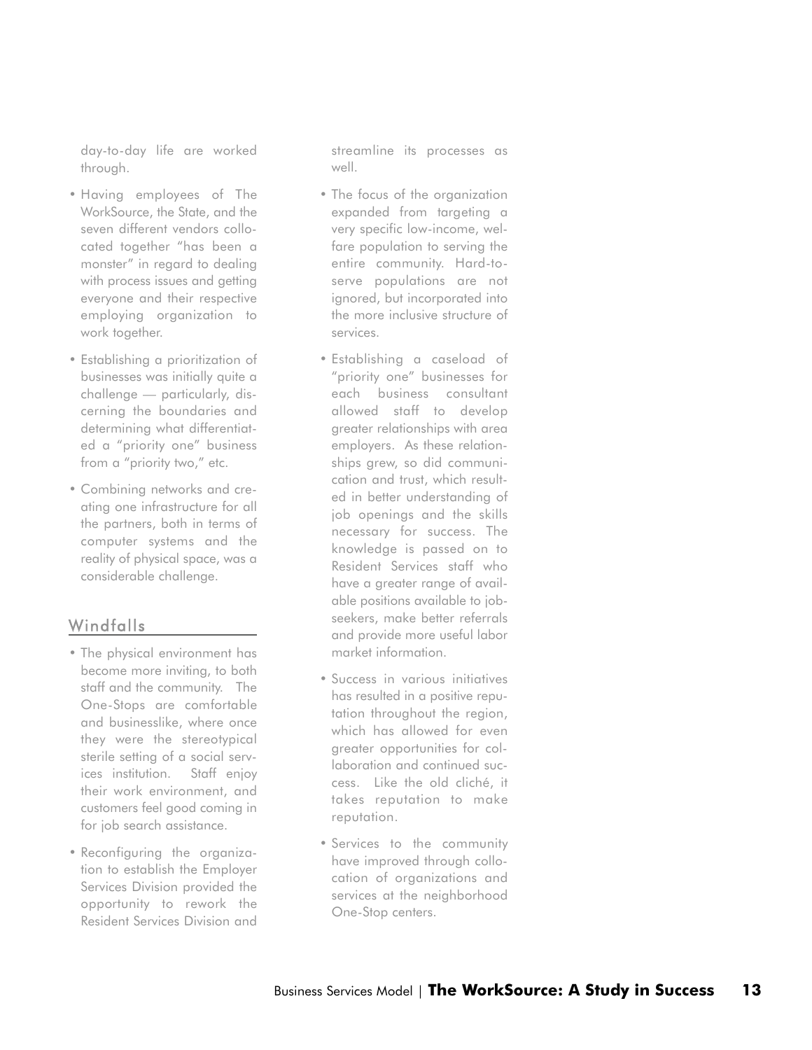day-to-day life are worked through.

- Having employees of The WorkSource, the State, and the seven different vendors collocated together "has been a monster" in regard to dealing with process issues and getting everyone and their respective employing organization to work together.
- Establishing a prioritization of businesses was initially quite a challenge — particularly, discerning the boundaries and determining what differentiated a "priority one" business from a "priority two," etc.
- Combining networks and creating one infrastructure for all the partners, both in terms of computer systems and the reality of physical space, was a considerable challenge.

## Windfalls

- The physical environment has become more inviting, to both staff and the community. The One-Stops are comfortable and businesslike, where once they were the stereotypical sterile setting of a social services institution. Staff enjoy their work environment, and customers feel good coming in for job search assistance.
- Reconfiguring the organization to establish the Employer Services Division provided the opportunity to rework the Resident Services Division and streamline its processes as well.
- The focus of the organization expanded from targeting a very specific low-income, welfare population to serving the entire community. Hard-to-serve populations are not ignored, but incorporated into the more inclusive structure of services.
- Establishing a caseload of "priority one" businesses for each business consultant allowed staff to develop greater relationships with area employers. As these relationships grew, so did communication and trust, which resulted in better understanding of job openings and the skills necessary for success. The knowledge is passed on to Resident Services staff who have a greater range of available positions available to job-seekers, make better referrals and provide more useful labor market information.
- Success in various initiatives has resulted in a positive reputation throughout the region, which has allowed for even greater opportunities for collaboration and continued success. Like the old cliché, it takes reputation to make reputation.
- Services to the community have improved through collocation of organizations and services at the neighborhood One-Stop centers.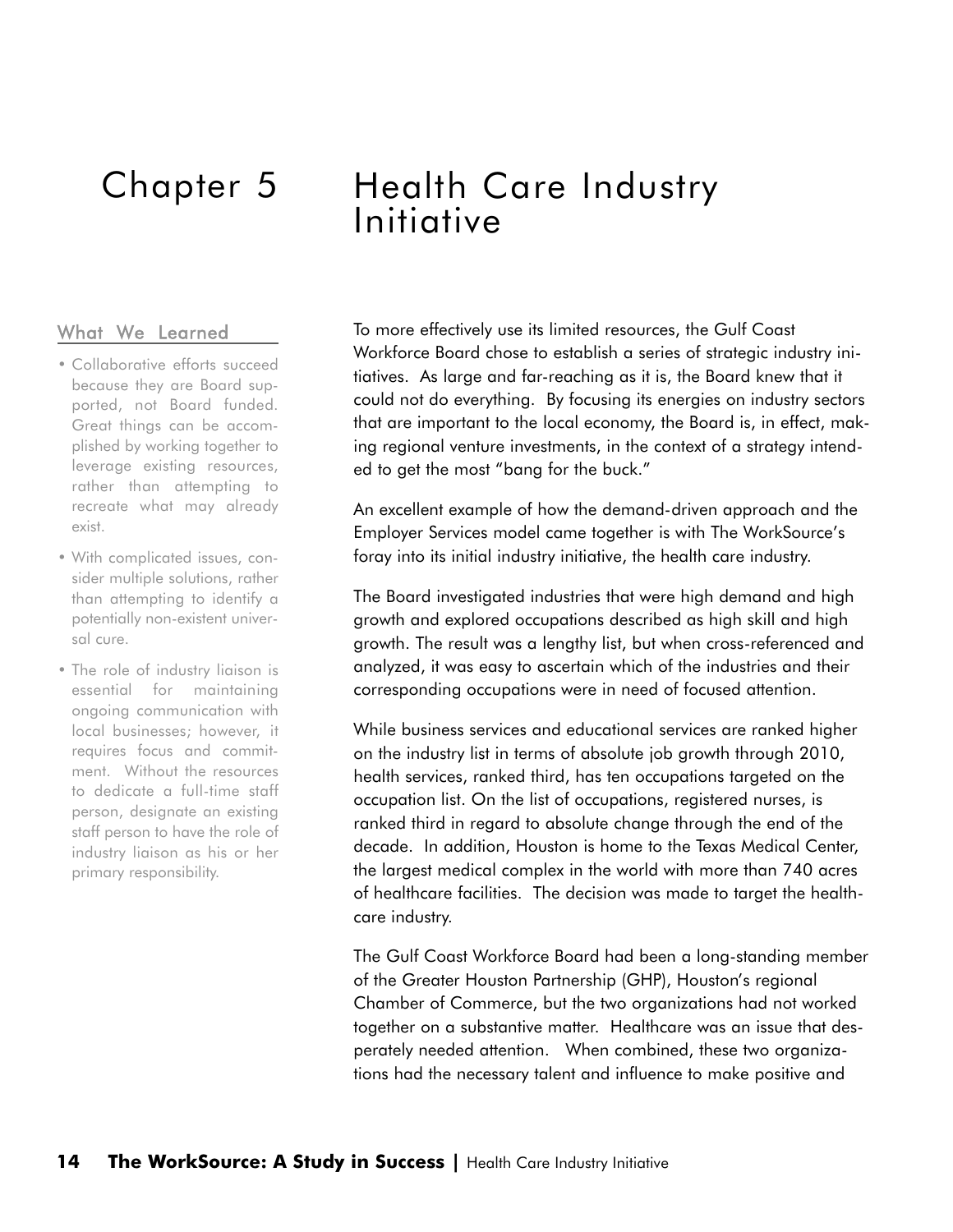# Chapter 5 Health Care Industry Initiative

## What We Learned

- Collaborative efforts succeed because they are Board supported, not Board funded. Great things can be accomplished by working together to leverage existing resources, rather than attempting to recreate what may already exist.
- With complicated issues, consider multiple solutions, rather than attempting to identify a potentially non-existent universal cure.
- The role of industry liaison is essential for maintaining ongoing communication with local businesses; however, it requires focus and commitment. Without the resources to dedicate a full-time staff person, designate an existing staff person to have the role of industry liaison as his or her primary responsibility.

To more effectively use its limited resources, the Gulf Coast Workforce Board chose to establish a series of strategic industry initiatives. As large and far-reaching as it is, the Board knew that it could not do everything. By focusing its energies on industry sectors that are important to the local economy, the Board is, in effect, making regional venture investments, in the context of a strategy intended to get the most "bang for the buck."

An excellent example of how the demand-driven approach and the Employer Services model came together is with The WorkSource's foray into its initial industry initiative, the health care industry.

The Board investigated industries that were high demand and high growth and explored occupations described as high skill and high growth. The result was a lengthy list, but when cross-referenced and analyzed, it was easy to ascertain which of the industries and their corresponding occupations were in need of focused attention.

While business services and educational services are ranked higher on the industry list in terms of absolute job growth through 2010, health services, ranked third, has ten occupations targeted on the occupation list. On the list of occupations, registered nurses, is ranked third in regard to absolute change through the end of the decade. In addition, Houston is home to the Texas Medical Center, the largest medical complex in the world with more than 740 acres of healthcare facilities. The decision was made to target the healthcare industry.

The Gulf Coast Workforce Board had been a long-standing member of the Greater Houston Partnership (GHP), Houston's regional Chamber of Commerce, but the two organizations had not worked together on a substantive matter. Healthcare was an issue that desperately needed attention. When combined, these two organizations had the necessary talent and influence to make positive and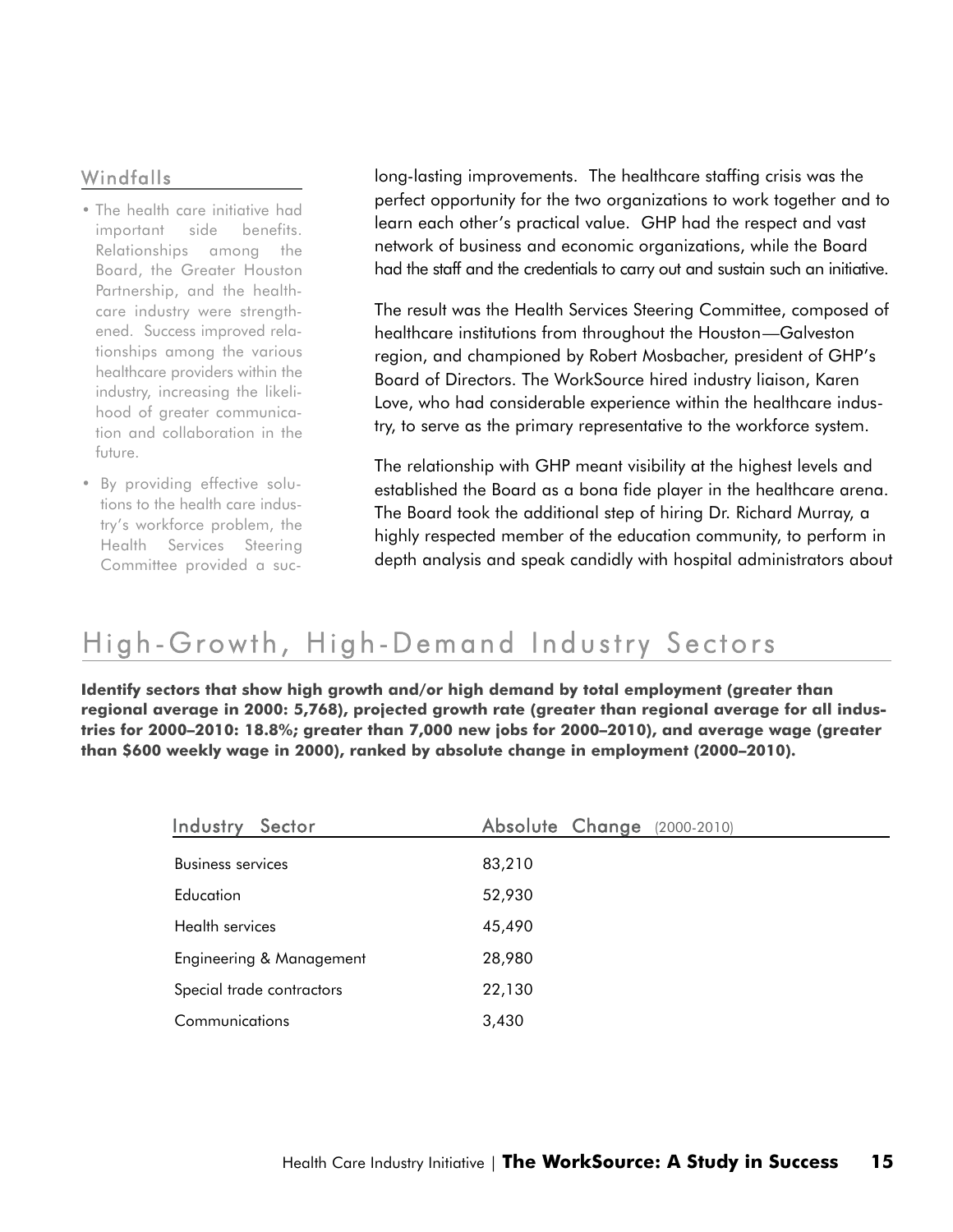long-lasting improvements. The healthcare staffing crisis was the perfect opportunity for the two organizations to work together and to learn each other's practical value. GHP had the respect and vast network of business and economic organizations, while the Board had the staff and the credentials to carry out and sustain such an initiative.

The result was the Health Services Steering Committee, composed of healthcare institutions from throughout the Houston—Galveston region, and championed by Robert Mosbacher, president of GHP's Board of Directors. The WorkSource hired industry liaison, Karen Love, who had considerable experience within the healthcare industry, to serve as the primary representative to the workforce system.

The relationship with GHP meant visibility at the highest levels and established the Board as a bona fide player in the healthcare arena. The Board took the additional step of hiring Dr. Richard Murray, a highly respected member of the education community, to perform in depth analysis and speak candidly with hospital administrators about

### Windfalls

- The health care initiative had important side benefits. Relationships among the Board, the Greater Houston Partnership, and the healthcare industry were strengthened. Success improved relationships among the various healthcare providers within the industry, increasing the likelihood of greater communication and collaboration in the future.
- By providing effective solutions to the health care industry's workforce problem, the Health Services Steering Committee provided a suc-

## High-Growth, High-Demand Industry Sectors

**Identify sectors that show high growth and/or high demand by total employment (greater than regional average in 2000: 5,768), projected growth rate (greater than regional average for all industries for 2000–2010: 18.8%; greater than 7,000 new jobs for 2000–2010), and average wage (greater than $600 weekly wage in 2000), ranked by absolute change in employment (2000–2010).**

| Industry Sector | Absolute Change (2000-2010) |
|---|---|
| Business services | 83,210 |
| Education | 52,930 |
| Health services | 45,490 |
| Engineering & Management | 28,980 |
| Special trade contractors | 22,130 |
| Communications | 3,430 |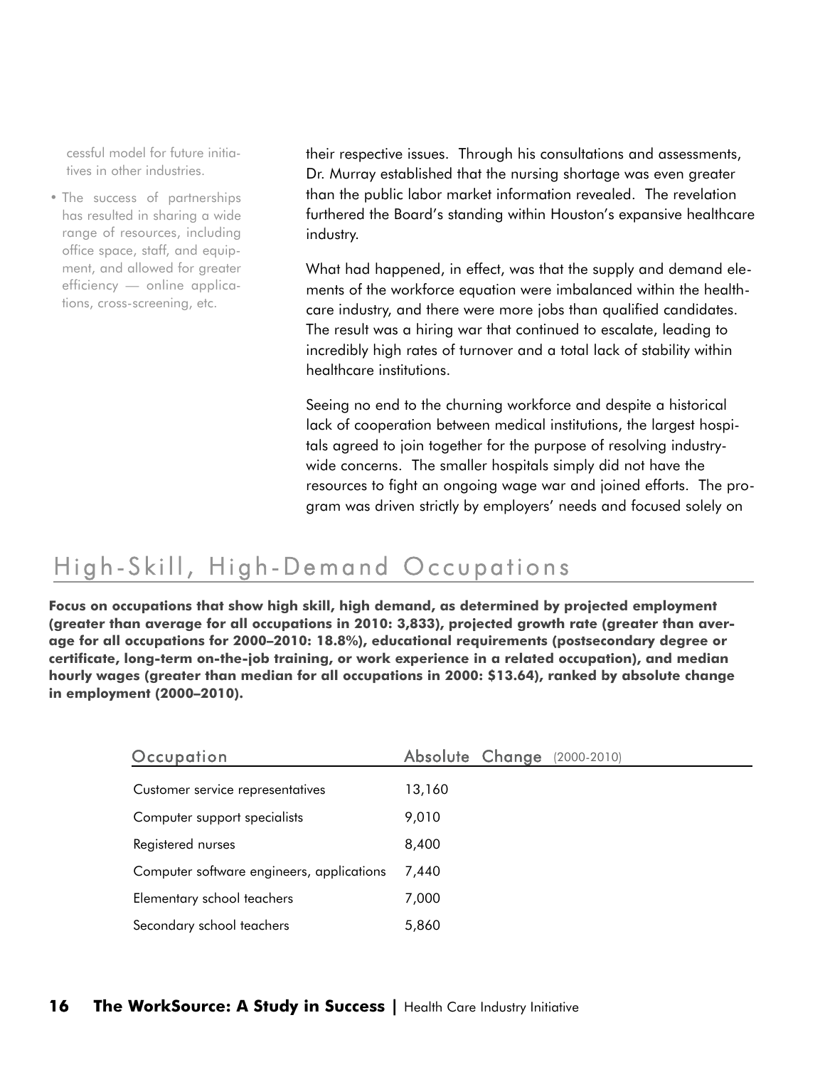cessful model for future initiatives in other industries.

- The success of partnerships has resulted in sharing a wide range of resources, including office space, staff, and equipment, and allowed for greater efficiency — online applications, cross-screening, etc.

their respective issues. Through his consultations and assessments, Dr. Murray established that the nursing shortage was even greater than the public labor market information revealed. The revelation furthered the Board's standing within Houston's expansive healthcare industry.

What had happened, in effect, was that the supply and demand elements of the workforce equation were imbalanced within the healthcare industry, and there were more jobs than qualified candidates. The result was a hiring war that continued to escalate, leading to incredibly high rates of turnover and a total lack of stability within healthcare institutions.

Seeing no end to the churning workforce and despite a historical lack of cooperation between medical institutions, the largest hospitals agreed to join together for the purpose of resolving industry-wide concerns. The smaller hospitals simply did not have the resources to fight an ongoing wage war and joined efforts. The program was driven strictly by employers' needs and focused solely on

## High-Skill, High-Demand Occupations

**Focus on occupations that show high skill, high demand, as determined by projected employment (greater than average for all occupations in 2010: 3,833), projected growth rate (greater than average for all occupations for 2000–2010: 18.8%), educational requirements (postsecondary degree or certificate, long-term on-the-job training, or work experience in a related occupation), and median hourly wages (greater than median for all occupations in 2000: $13.64), ranked by absolute change in employment (2000–2010).**

| Occupation | Absolute Change (2000-2010) |
|---|---|
| Customer service representatives | 13,160 |
| Computer support specialists | 9,010 |
| Registered nurses | 8,400 |
| Computer software engineers, applications | 7,440 |
| Elementary school teachers | 7,000 |
| Secondary school teachers | 5,860 |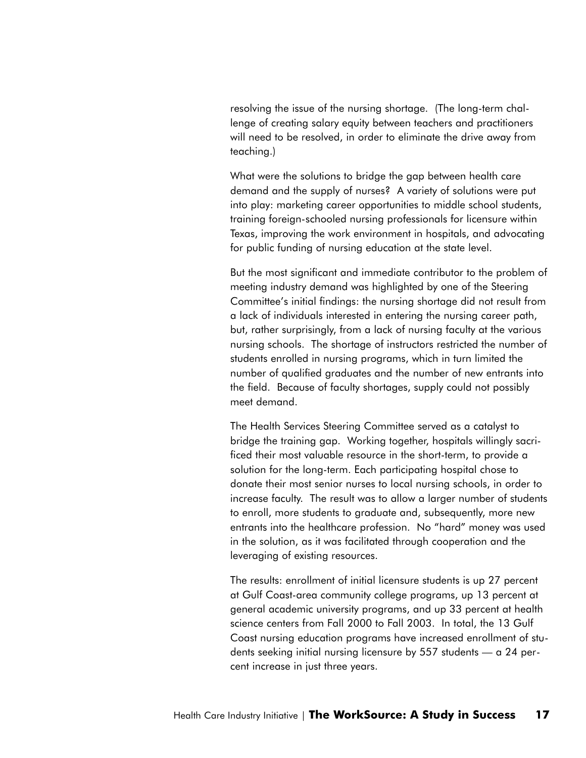resolving the issue of the nursing shortage. (The long-term challenge of creating salary equity between teachers and practitioners will need to be resolved, in order to eliminate the drive away from teaching.)

What were the solutions to bridge the gap between health care demand and the supply of nurses? A variety of solutions were put into play: marketing career opportunities to middle school students, training foreign-schooled nursing professionals for licensure within Texas, improving the work environment in hospitals, and advocating for public funding of nursing education at the state level.

But the most significant and immediate contributor to the problem of meeting industry demand was highlighted by one of the Steering Committee's initial findings: the nursing shortage did not result from a lack of individuals interested in entering the nursing career path, but, rather surprisingly, from a lack of nursing faculty at the various nursing schools. The shortage of instructors restricted the number of students enrolled in nursing programs, which in turn limited the number of qualified graduates and the number of new entrants into the field. Because of faculty shortages, supply could not possibly meet demand.

The Health Services Steering Committee served as a catalyst to bridge the training gap. Working together, hospitals willingly sacrificed their most valuable resource in the short-term, to provide a solution for the long-term. Each participating hospital chose to donate their most senior nurses to local nursing schools, in order to increase faculty. The result was to allow a larger number of students to enroll, more students to graduate and, subsequently, more new entrants into the healthcare profession. No "hard" money was used in the solution, as it was facilitated through cooperation and the leveraging of existing resources.

The results: enrollment of initial licensure students is up 27 percent at Gulf Coast-area community college programs, up 13 percent at general academic university programs, and up 33 percent at health science centers from Fall 2000 to Fall 2003. In total, the 13 Gulf Coast nursing education programs have increased enrollment of students seeking initial nursing licensure by 557 students — a 24 percent increase in just three years.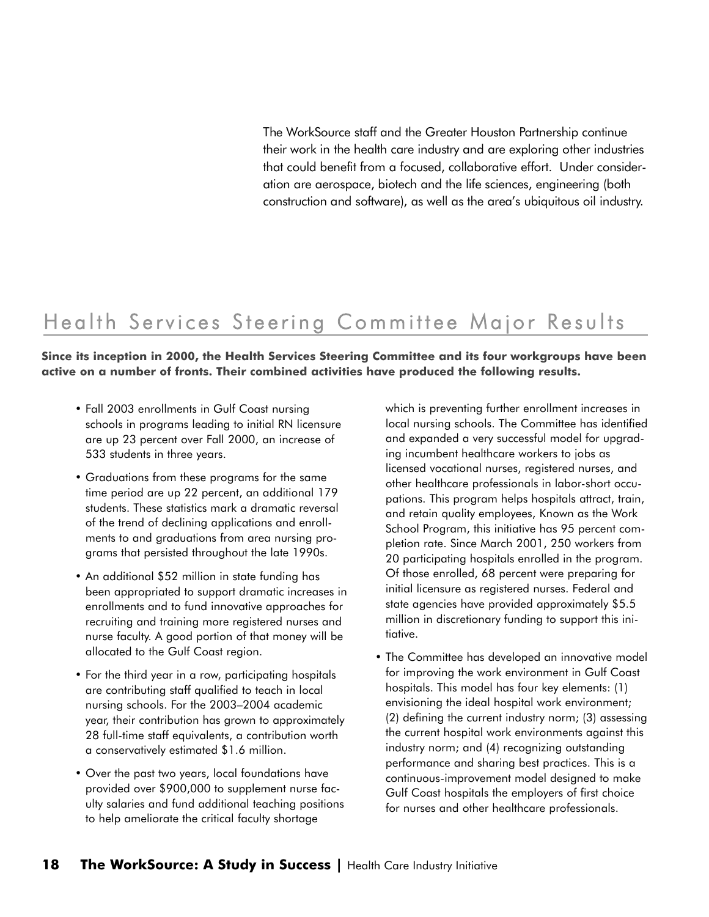The WorkSource staff and the Greater Houston Partnership continue their work in the health care industry and are exploring other industries that could benefit from a focused, collaborative effort. Under consideration are aerospace, biotech and the life sciences, engineering (both construction and software), as well as the area's ubiquitous oil industry.

## Health Services Steering Committee Major Results

**Since its inception in 2000, the Health Services Steering Committee and its four workgroups have been active on a number of fronts. Their combined activities have produced the following results.**

- Fall 2003 enrollments in Gulf Coast nursing schools in programs leading to initial RN licensure are up 23 percent over Fall 2000, an increase of 533 students in three years.
- Graduations from these programs for the same time period are up 22 percent, an additional 179 students. These statistics mark a dramatic reversal of the trend of declining applications and enrollments to and graduations from area nursing programs that persisted throughout the late 1990s.
- An additional $52 million in state funding has been appropriated to support dramatic increases in enrollments and to fund innovative approaches for recruiting and training more registered nurses and nurse faculty. A good portion of that money will be allocated to the Gulf Coast region.
- For the third year in a row, participating hospitals are contributing staff qualified to teach in local nursing schools. For the 2003–2004 academic year, their contribution has grown to approximately 28 full-time staff equivalents, a contribution worth a conservatively estimated $1.6 million.
- Over the past two years, local foundations have provided over $900,000 to supplement nurse faculty salaries and fund additional teaching positions to help ameliorate the critical faculty shortage which is preventing further enrollment increases in local nursing schools. The Committee has identified and expanded a very successful model for upgrading incumbent healthcare workers to jobs as licensed vocational nurses, registered nurses, and other healthcare professionals in labor-short occupations. This program helps hospitals attract, train, and retain quality employees, Known as the Work School Program, this initiative has 95 percent completion rate. Since March 2001, 250 workers from 20 participating hospitals enrolled in the program. Of those enrolled, 68 percent were preparing for initial licensure as registered nurses. Federal and state agencies have provided approximately $5.5 million in discretionary funding to support this initiative.
- The Committee has developed an innovative model for improving the work environment in Gulf Coast hospitals. This model has four key elements: (1) envisioning the ideal hospital work environment; (2) defining the current industry norm; (3) assessing the current hospital work environments against this industry norm; and (4) recognizing outstanding performance and sharing best practices. This is a continuous-improvement model designed to make Gulf Coast hospitals the employers of first choice for nurses and other healthcare professionals.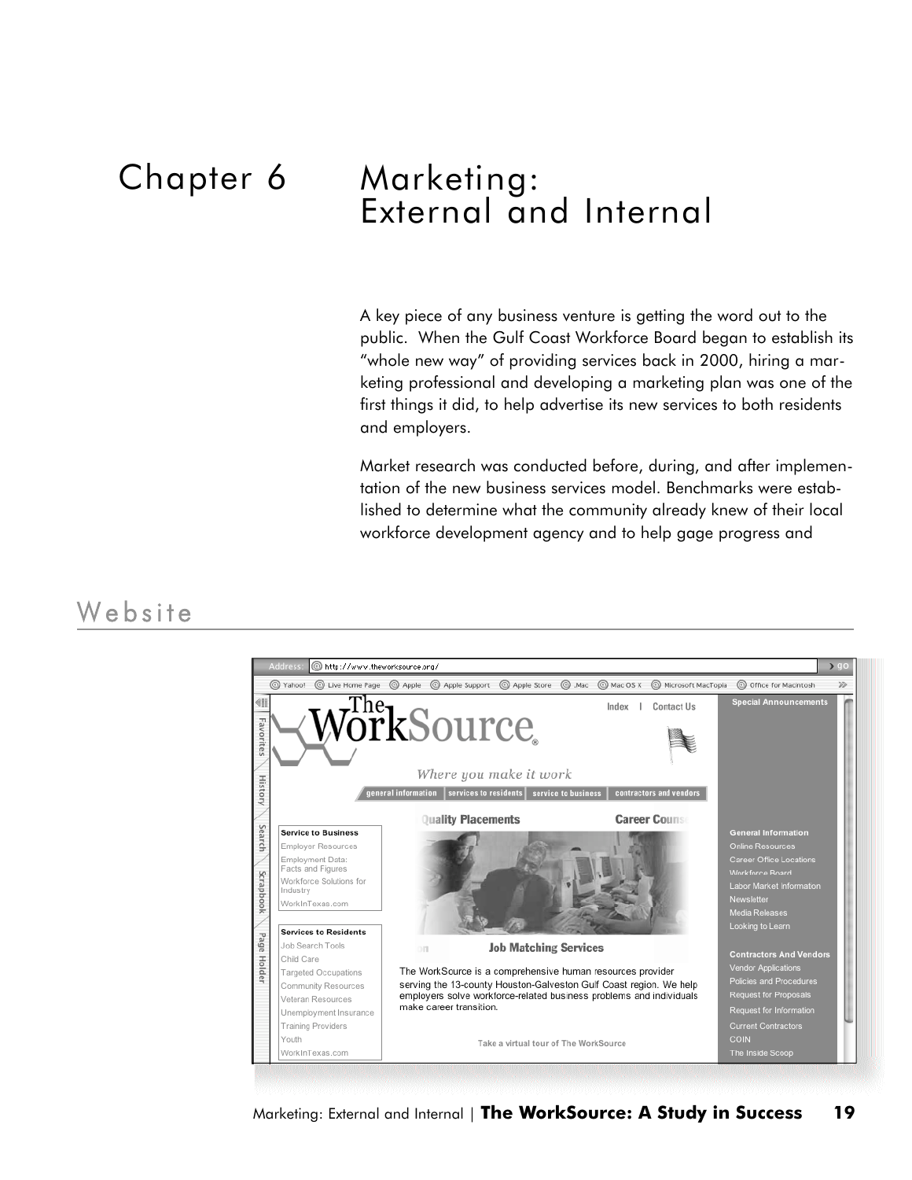# Chapter 6 Marketing: External and Internal

A key piece of any business venture is getting the word out to the public. When the Gulf Coast Workforce Board began to establish its "whole new way" of providing services back in 2000, hiring a marketing professional and developing a marketing plan was one of the first things it did, to help advertise its new services to both residents and employers.

Market research was conducted before, during, and after implementation of the new business services model. Benchmarks were established to determine what the community already knew of their local workforce development agency and to help gage progress and

## Website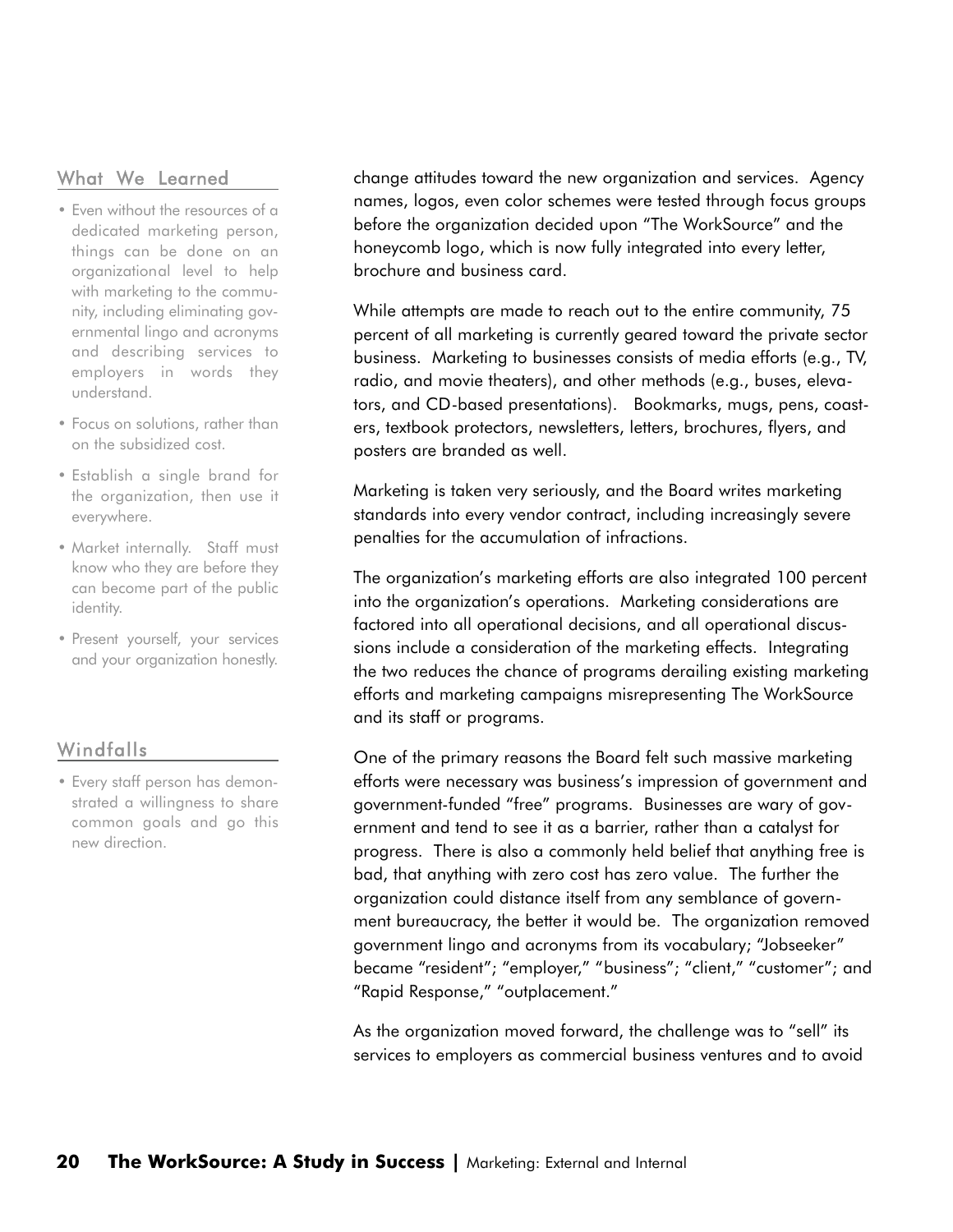## What We Learned

- Even without the resources of a dedicated marketing person, things can be done on an organizational level to help with marketing to the community, including eliminating governmental lingo and acronyms and describing services to employers in words they understand.
- Focus on solutions, rather than on the subsidized cost.
- Establish a single brand for the organization, then use it everywhere.
- Market internally. Staff must know who they are before they can become part of the public identity.
- Present yourself, your services and your organization honestly.

## Windfalls

- Every staff person has demonstrated a willingness to share common goals and go this new direction.

change attitudes toward the new organization and services. Agency names, logos, even color schemes were tested through focus groups before the organization decided upon "The WorkSource" and the honeycomb logo, which is now fully integrated into every letter, brochure and business card.

While attempts are made to reach out to the entire community, 75 percent of all marketing is currently geared toward the private sector business. Marketing to businesses consists of media efforts (e.g., TV, radio, and movie theaters), and other methods (e.g., buses, elevators, and CD-based presentations). Bookmarks, mugs, pens, coasters, textbook protectors, newsletters, letters, brochures, flyers, and posters are branded as well.

Marketing is taken very seriously, and the Board writes marketing standards into every vendor contract, including increasingly severe penalties for the accumulation of infractions.

The organization's marketing efforts are also integrated 100 percent into the organization's operations. Marketing considerations are factored into all operational decisions, and all operational discussions include a consideration of the marketing effects. Integrating the two reduces the chance of programs derailing existing marketing efforts and marketing campaigns misrepresenting The WorkSource and its staff or programs.

One of the primary reasons the Board felt such massive marketing efforts were necessary was business's impression of government and government-funded "free" programs. Businesses are wary of government and tend to see it as a barrier, rather than a catalyst for progress. There is also a commonly held belief that anything free is bad, that anything with zero cost has zero value. The further the organization could distance itself from any semblance of government bureaucracy, the better it would be. The organization removed government lingo and acronyms from its vocabulary; "Jobseeker" became "resident"; "employer," "business"; "client," "customer"; and "Rapid Response," "outplacement."

As the organization moved forward, the challenge was to "sell" its services to employers as commercial business ventures and to avoid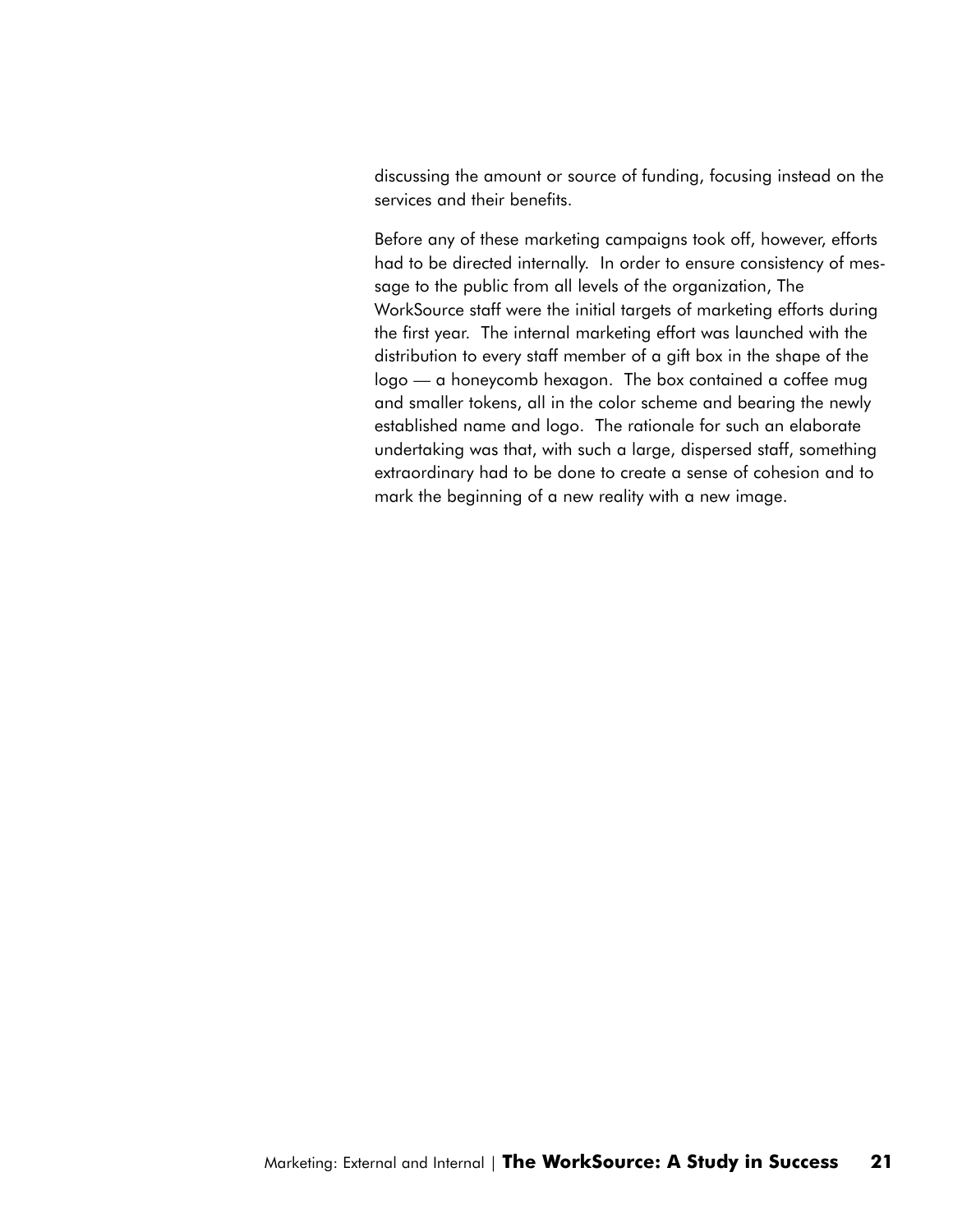discussing the amount or source of funding, focusing instead on the services and their benefits.

Before any of these marketing campaigns took off, however, efforts had to be directed internally. In order to ensure consistency of message to the public from all levels of the organization, The WorkSource staff were the initial targets of marketing efforts during the first year. The internal marketing effort was launched with the distribution to every staff member of a gift box in the shape of the logo — a honeycomb hexagon. The box contained a coffee mug and smaller tokens, all in the color scheme and bearing the newly established name and logo. The rationale for such an elaborate undertaking was that, with such a large, dispersed staff, something extraordinary had to be done to create a sense of cohesion and to mark the beginning of a new reality with a new image.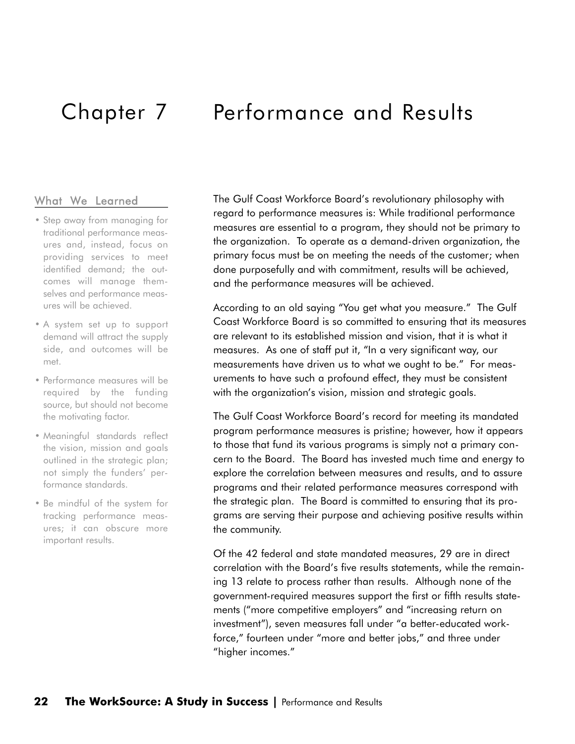# Chapter 7 Performance and Results

## What We Learned

- Step away from managing for traditional performance measures and, instead, focus on providing services to meet identified demand; the outcomes will manage themselves and performance measures will be achieved.
- A system set up to support demand will attract the supply side, and outcomes will be met.
- Performance measures will be required by the funding source, but should not become the motivating factor.
- Meaningful standards reflect the vision, mission and goals outlined in the strategic plan; not simply the funders' performance standards.
- Be mindful of the system for tracking performance measures; it can obscure more important results.

The Gulf Coast Workforce Board's revolutionary philosophy with regard to performance measures is: While traditional performance measures are essential to a program, they should not be primary to the organization. To operate as a demand-driven organization, the primary focus must be on meeting the needs of the customer; when done purposefully and with commitment, results will be achieved, and the performance measures will be achieved.

According to an old saying "You get what you measure." The Gulf Coast Workforce Board is so committed to ensuring that its measures are relevant to its established mission and vision, that it is what it measures. As one of staff put it, "In a very significant way, our measurements have driven us to what we ought to be." For measurements to have such a profound effect, they must be consistent with the organization's vision, mission and strategic goals.

The Gulf Coast Workforce Board's record for meeting its mandated program performance measures is pristine; however, how it appears to those that fund its various programs is simply not a primary concern to the Board. The Board has invested much time and energy to explore the correlation between measures and results, and to assure programs and their related performance measures correspond with the strategic plan. The Board is committed to ensuring that its programs are serving their purpose and achieving positive results within the community.

Of the 42 federal and state mandated measures, 29 are in direct correlation with the Board's five results statements, while the remaining 13 relate to process rather than results. Although none of the government-required measures support the first or fifth results statements ("more competitive employers" and "increasing return on investment"), seven measures fall under "a better-educated workforce," fourteen under "more and better jobs," and three under "higher incomes."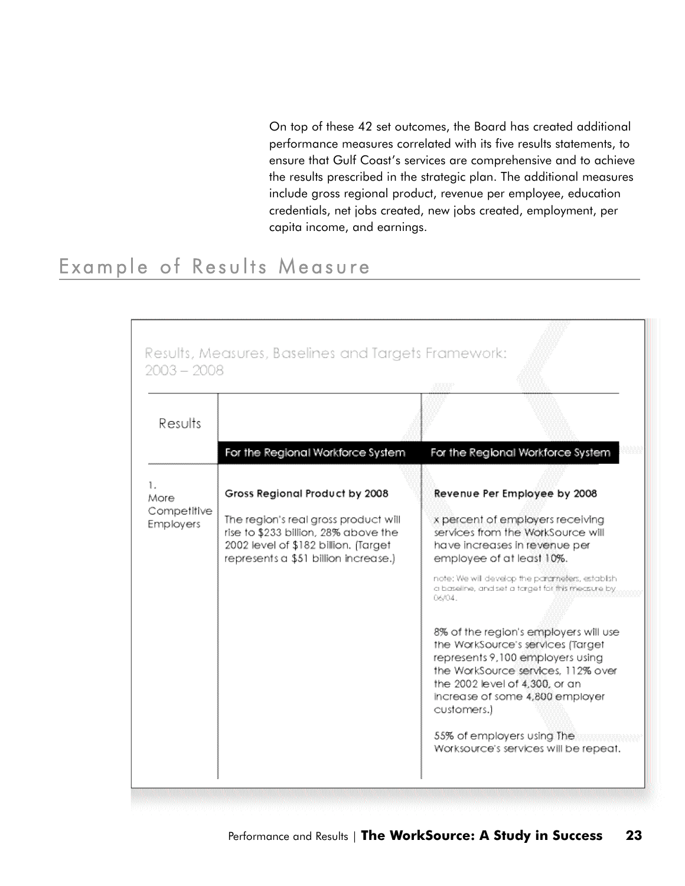On top of these 42 set outcomes, the Board has created additional performance measures correlated with its five results statements, to ensure that Gulf Coast's services are comprehensive and to achieve the results prescribed in the strategic plan. The additional measures include gross regional product, revenue per employee, education credentials, net jobs created, new jobs created, employment, per capita income, and earnings.

## Example of Results Measure

Results, Measures, Baselines and Targets Framework: 2003 – 2008

| Results | For the Regional Workforce System | For the Regional Workforce System |
|---|---|---|
| 1. More Competitive Employers | **Gross Regional Product by 2008**<br><br>The region's real gross product will rise to $233 billion, 28% above the 2002 level of $182 billion. (Target represents a $51 billion increase.) | **Revenue Per Employee by 2008**<br><br>x percent of employers receiving services from the WorkSource will have increases in revenue per employee of at least 10%.<br><br>note: We will develop the parameters, establish a baseline, and set a target for this measure by 06/04.<br><br>8% of the region's employers will use the WorkSource's services (Target represents 9,100 employers using the WorkSource services, 112% over the 2002 level of 4,300, or an increase of some 4,800 employer customers.)<br><br>55% of employers using The Worksource's services will be repeat. |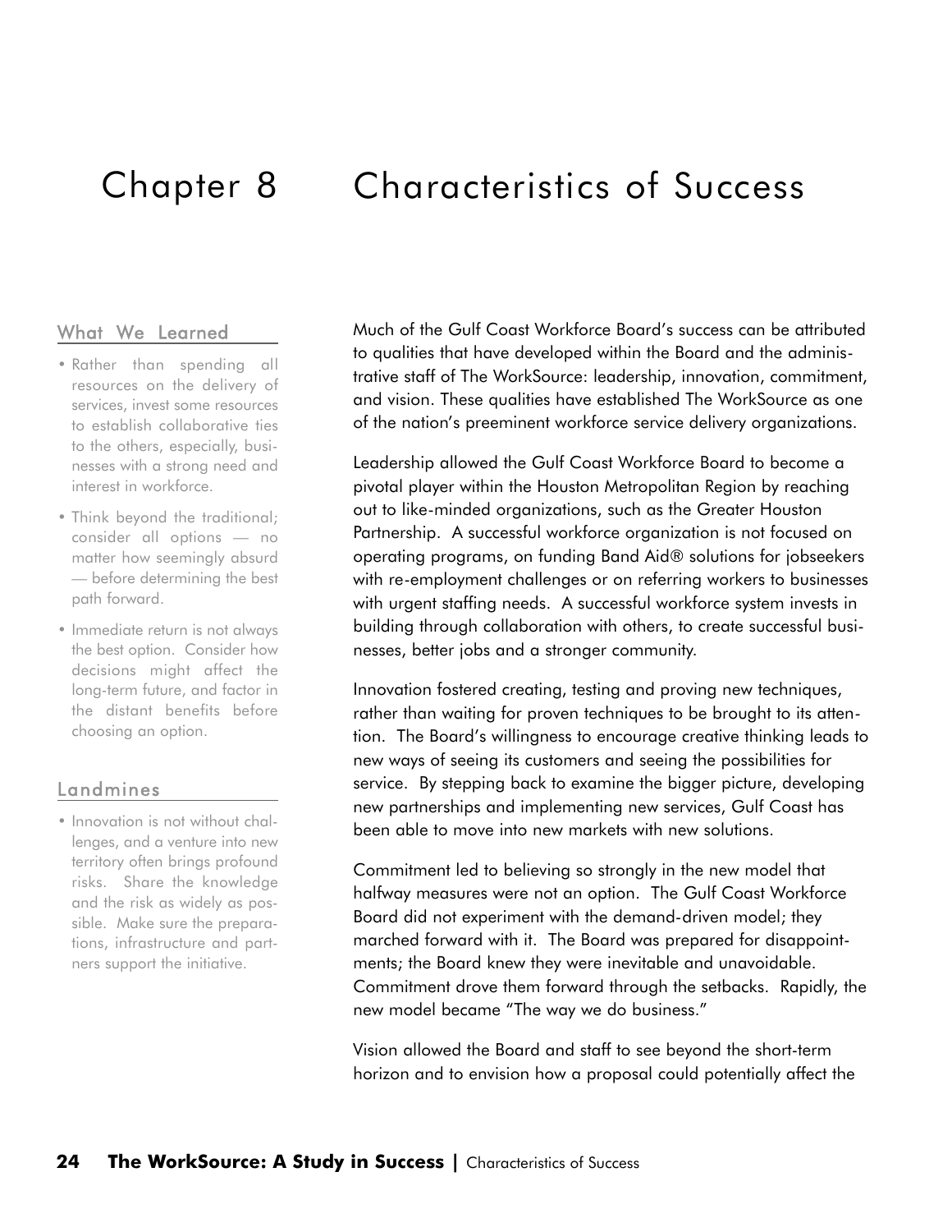# Chapter 8 Characteristics of Success

## What We Learned

- Rather than spending all resources on the delivery of services, invest some resources to establish collaborative ties to the others, especially, businesses with a strong need and interest in workforce.
- Think beyond the traditional; consider all options — no matter how seemingly absurd — before determining the best path forward.
- Immediate return is not always the best option. Consider how decisions might affect the long-term future, and factor in the distant benefits before choosing an option.

## Landmines

- Innovation is not without challenges, and a venture into new territory often brings profound risks. Share the knowledge and the risk as widely as possible. Make sure the preparations, infrastructure and partners support the initiative.

Much of the Gulf Coast Workforce Board's success can be attributed to qualities that have developed within the Board and the administrative staff of The WorkSource: leadership, innovation, commitment, and vision. These qualities have established The WorkSource as one of the nation's preeminent workforce service delivery organizations.

Leadership allowed the Gulf Coast Workforce Board to become a pivotal player within the Houston Metropolitan Region by reaching out to like-minded organizations, such as the Greater Houston Partnership. A successful workforce organization is not focused on operating programs, on funding Band Aid® solutions for jobseekers with re-employment challenges or on referring workers to businesses with urgent staffing needs. A successful workforce system invests in building through collaboration with others, to create successful businesses, better jobs and a stronger community.

Innovation fostered creating, testing and proving new techniques, rather than waiting for proven techniques to be brought to its attention. The Board's willingness to encourage creative thinking leads to new ways of seeing its customers and seeing the possibilities for service. By stepping back to examine the bigger picture, developing new partnerships and implementing new services, Gulf Coast has been able to move into new markets with new solutions.

Commitment led to believing so strongly in the new model that halfway measures were not an option. The Gulf Coast Workforce Board did not experiment with the demand-driven model; they marched forward with it. The Board was prepared for disappointments; the Board knew they were inevitable and unavoidable. Commitment drove them forward through the setbacks. Rapidly, the new model became "The way we do business."

Vision allowed the Board and staff to see beyond the short-term horizon and to envision how a proposal could potentially affect the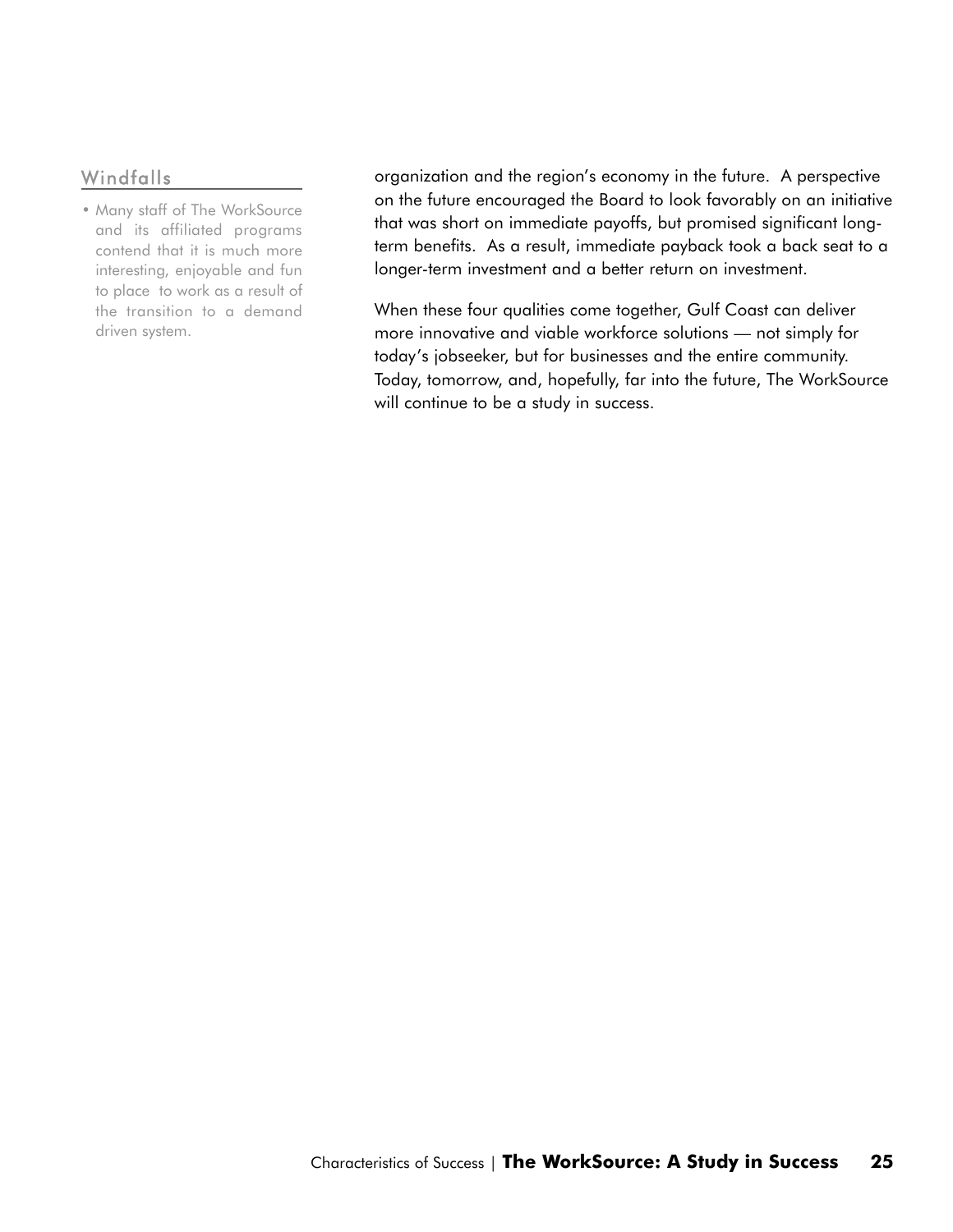organization and the region's economy in the future. A perspective on the future encouraged the Board to look favorably on an initiative that was short on immediate payoffs, but promised significant long-term benefits. As a result, immediate payback took a back seat to a longer-term investment and a better return on investment.

When these four qualities come together, Gulf Coast can deliver more innovative and viable workforce solutions — not simply for today's jobseeker, but for businesses and the entire community. Today, tomorrow, and, hopefully, far into the future, The WorkSource will continue to be a study in success.

### Windfalls

- Many staff of The WorkSource and its affiliated programs contend that it is much more interesting, enjoyable and fun to place to work as a result of the transition to a demand driven system.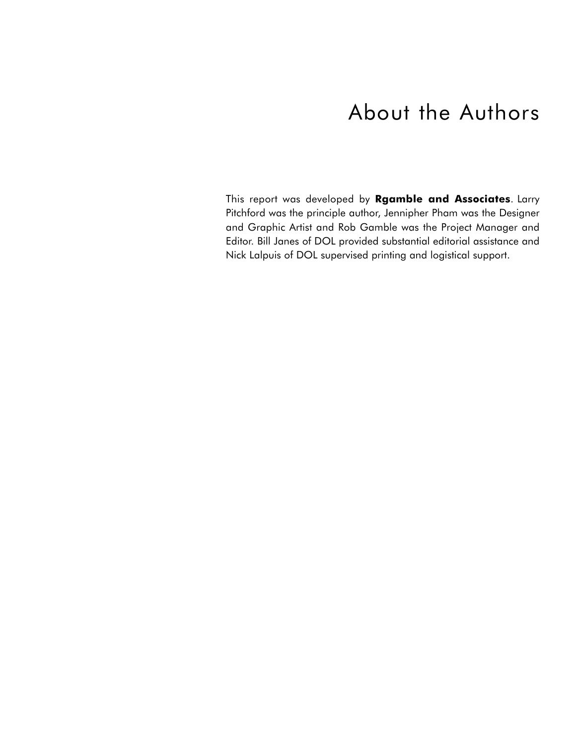# About the Authors

This report was developed by **Rgamble and Associates**. Larry Pitchford was the principle author, Jennipher Pham was the Designer and Graphic Artist and Rob Gamble was the Project Manager and Editor. Bill Janes of DOL provided substantial editorial assistance and Nick Lalpuis of DOL supervised printing and logistical support.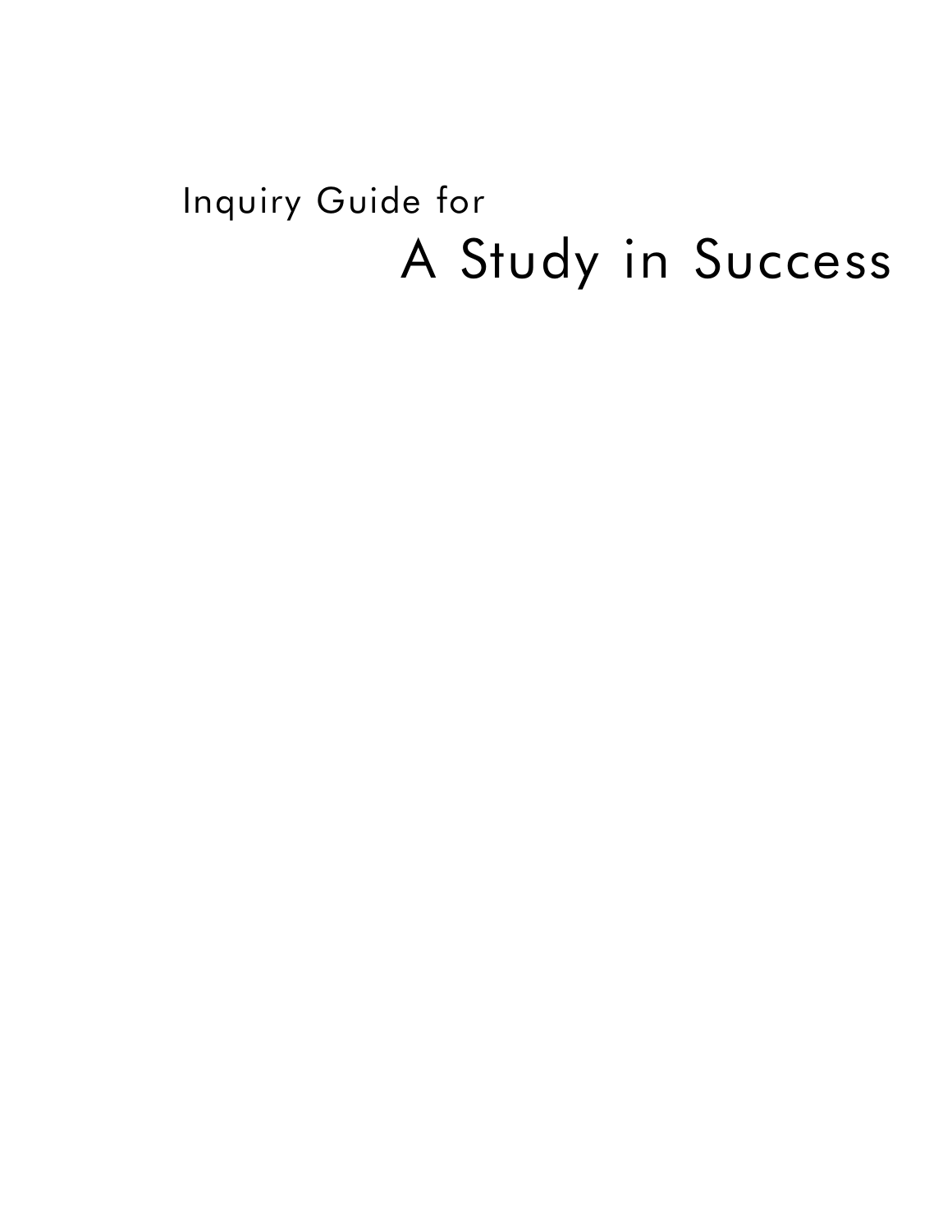Inquiry Guide for

# A Study in Success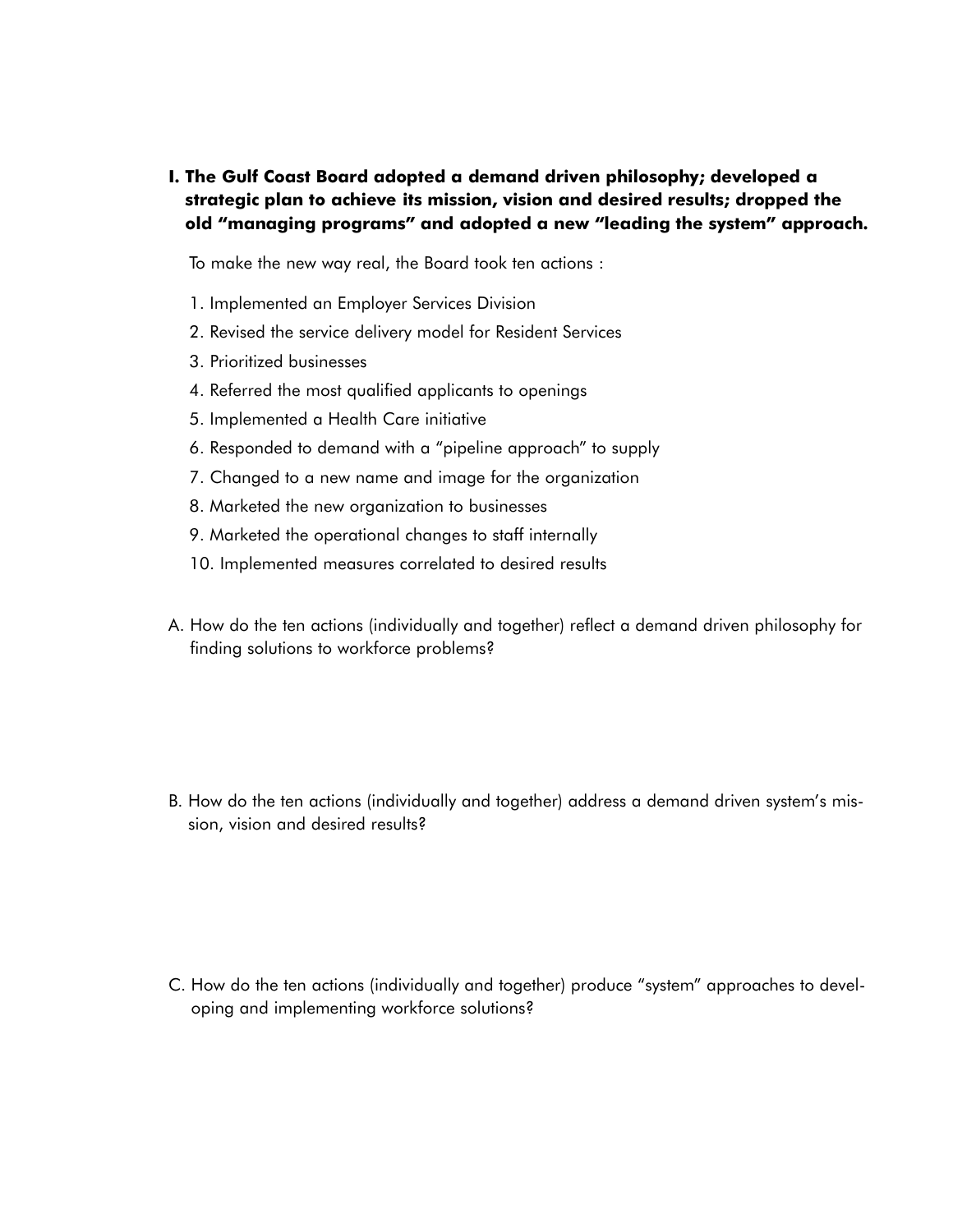## I. The Gulf Coast Board adopted a demand driven philosophy; developed a strategic plan to achieve its mission, vision and desired results; dropped the old "managing programs" and adopted a new "leading the system" approach.

To make the new way real, the Board took ten actions :

1. Implemented an Employer Services Division
2. Revised the service delivery model for Resident Services
3. Prioritized businesses
4. Referred the most qualified applicants to openings
5. Implemented a Health Care initiative
6. Responded to demand with a "pipeline approach" to supply
7. Changed to a new name and image for the organization
8. Marketed the new organization to businesses
9. Marketed the operational changes to staff internally
10. Implemented measures correlated to desired results

A. How do the ten actions (individually and together) reflect a demand driven philosophy for finding solutions to workforce problems?

B. How do the ten actions (individually and together) address a demand driven system's mission, vision and desired results?

C. How do the ten actions (individually and together) produce "system" approaches to developing and implementing workforce solutions?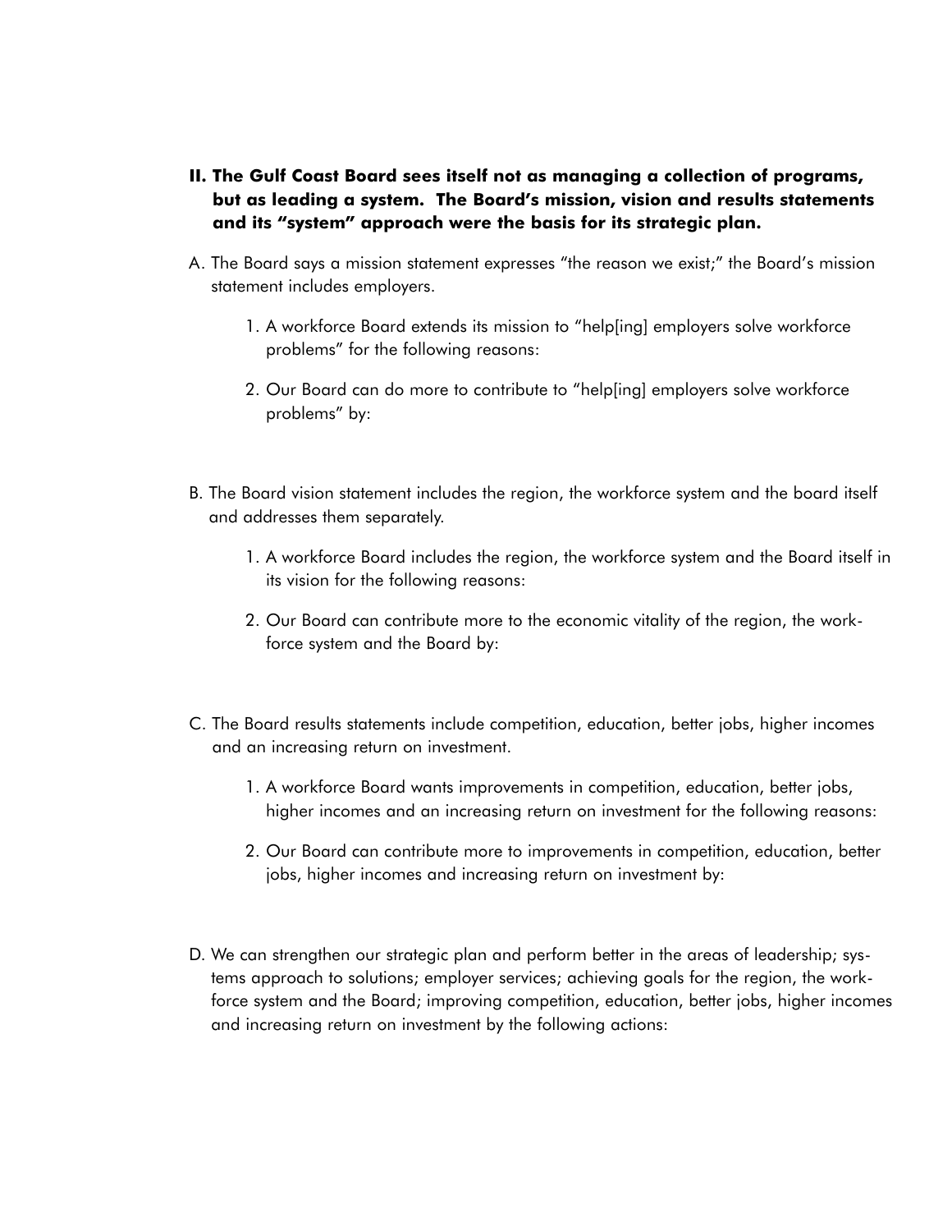**II. The Gulf Coast Board sees itself not as managing a collection of programs, but as leading a system. The Board's mission, vision and results statements and its "system" approach were the basis for its strategic plan.**

A. The Board says a mission statement expresses "the reason we exist;" the Board's mission statement includes employers.

1. A workforce Board extends its mission to "help[ing] employers solve workforce problems" for the following reasons:

2. Our Board can do more to contribute to "help[ing] employers solve workforce problems" by:

B. The Board vision statement includes the region, the workforce system and the board itself and addresses them separately.

1. A workforce Board includes the region, the workforce system and the Board itself in its vision for the following reasons:

2. Our Board can contribute more to the economic vitality of the region, the workforce system and the Board by:

C. The Board results statements include competition, education, better jobs, higher incomes and an increasing return on investment.

1. A workforce Board wants improvements in competition, education, better jobs, higher incomes and an increasing return on investment for the following reasons:

2. Our Board can contribute more to improvements in competition, education, better jobs, higher incomes and increasing return on investment by:

D. We can strengthen our strategic plan and perform better in the areas of leadership; systems approach to solutions; employer services; achieving goals for the region, the workforce system and the Board; improving competition, education, better jobs, higher incomes and increasing return on investment by the following actions: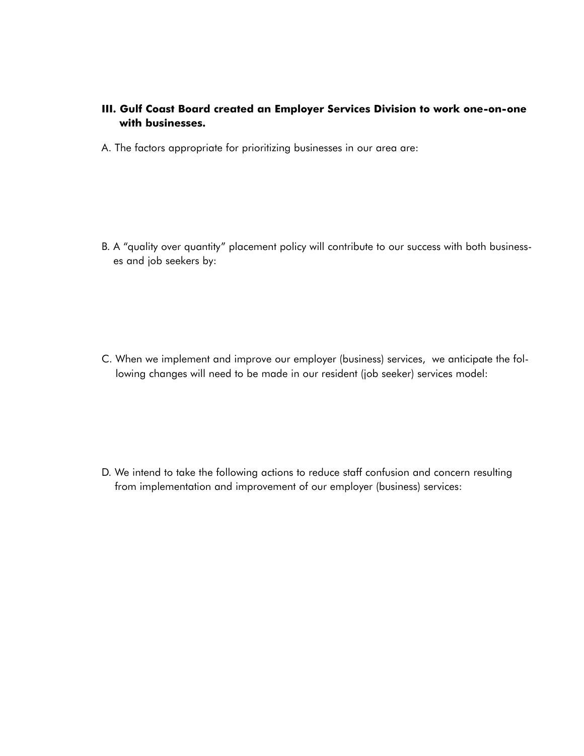### III. Gulf Coast Board created an Employer Services Division to work one-on-one with businesses.

A. The factors appropriate for prioritizing businesses in our area are:

B. A "quality over quantity" placement policy will contribute to our success with both businesses and job seekers by:

C. When we implement and improve our employer (business) services, we anticipate the following changes will need to be made in our resident (job seeker) services model:

D. We intend to take the following actions to reduce staff confusion and concern resulting from implementation and improvement of our employer (business) services: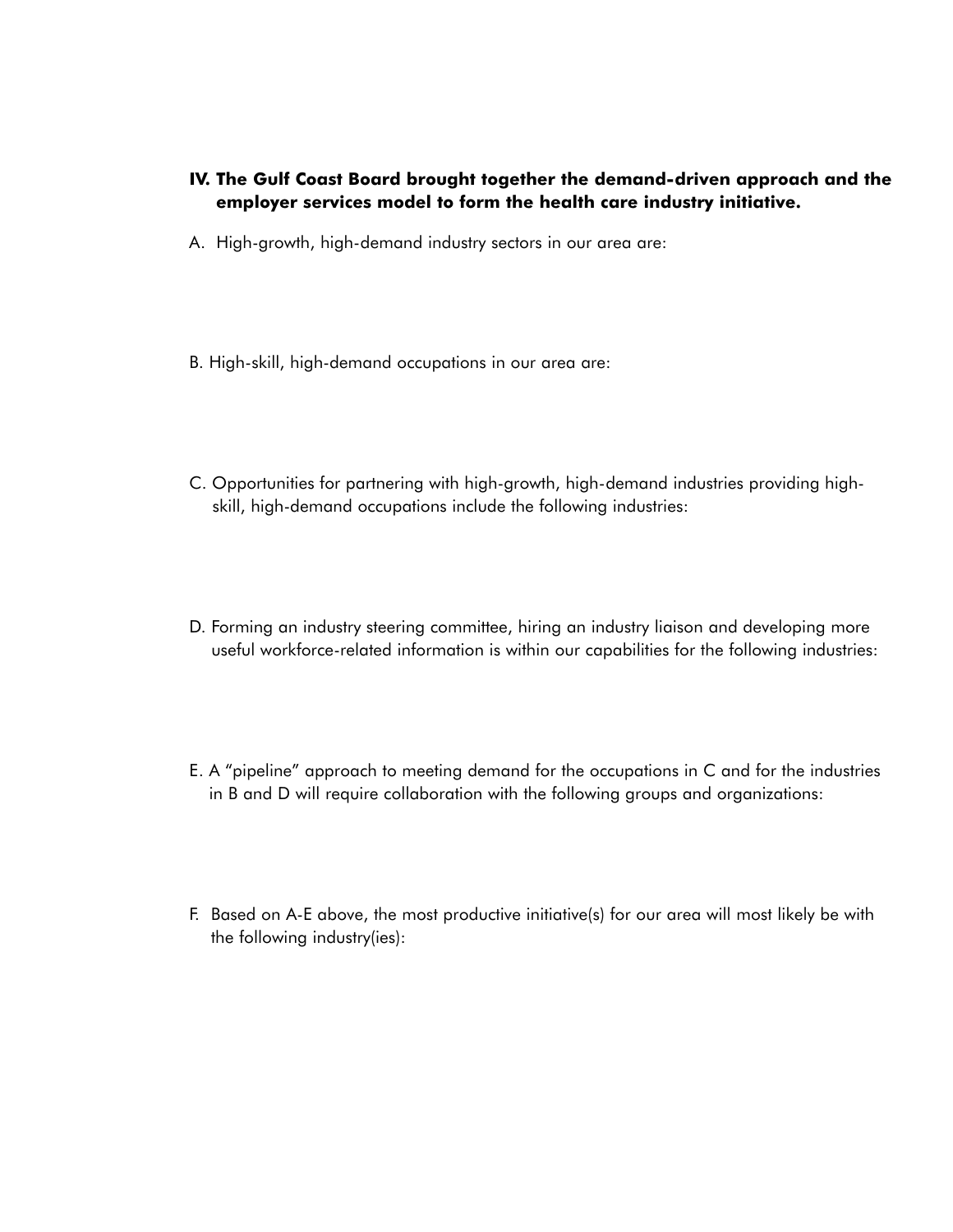**IV. The Gulf Coast Board brought together the demand-driven approach and the employer services model to form the health care industry initiative.**

A. High-growth, high-demand industry sectors in our area are:

B. High-skill, high-demand occupations in our area are:

C. Opportunities for partnering with high-growth, high-demand industries providing high-skill, high-demand occupations include the following industries:

D. Forming an industry steering committee, hiring an industry liaison and developing more useful workforce-related information is within our capabilities for the following industries:

E. A "pipeline" approach to meeting demand for the occupations in C and for the industries in B and D will require collaboration with the following groups and organizations:

F. Based on A-E above, the most productive initiative(s) for our area will most likely be with the following industry(ies):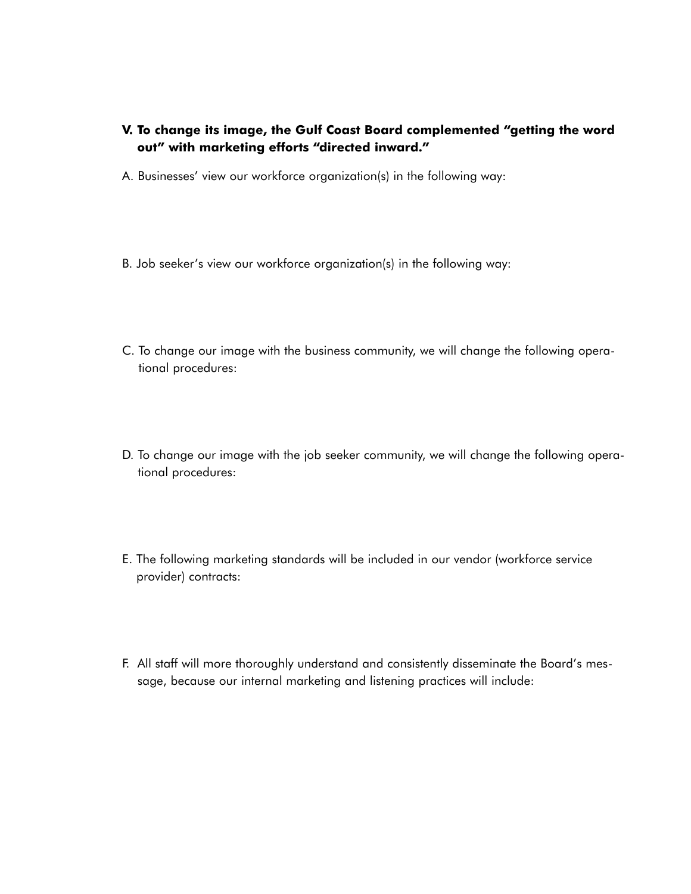**V. To change its image, the Gulf Coast Board complemented "getting the word out" with marketing efforts "directed inward."**

A. Businesses' view our workforce organization(s) in the following way:

B. Job seeker's view our workforce organization(s) in the following way:

C. To change our image with the business community, we will change the following operational procedures:

D. To change our image with the job seeker community, we will change the following operational procedures:

E. The following marketing standards will be included in our vendor (workforce service provider) contracts:

F. All staff will more thoroughly understand and consistently disseminate the Board's message, because our internal marketing and listening practices will include: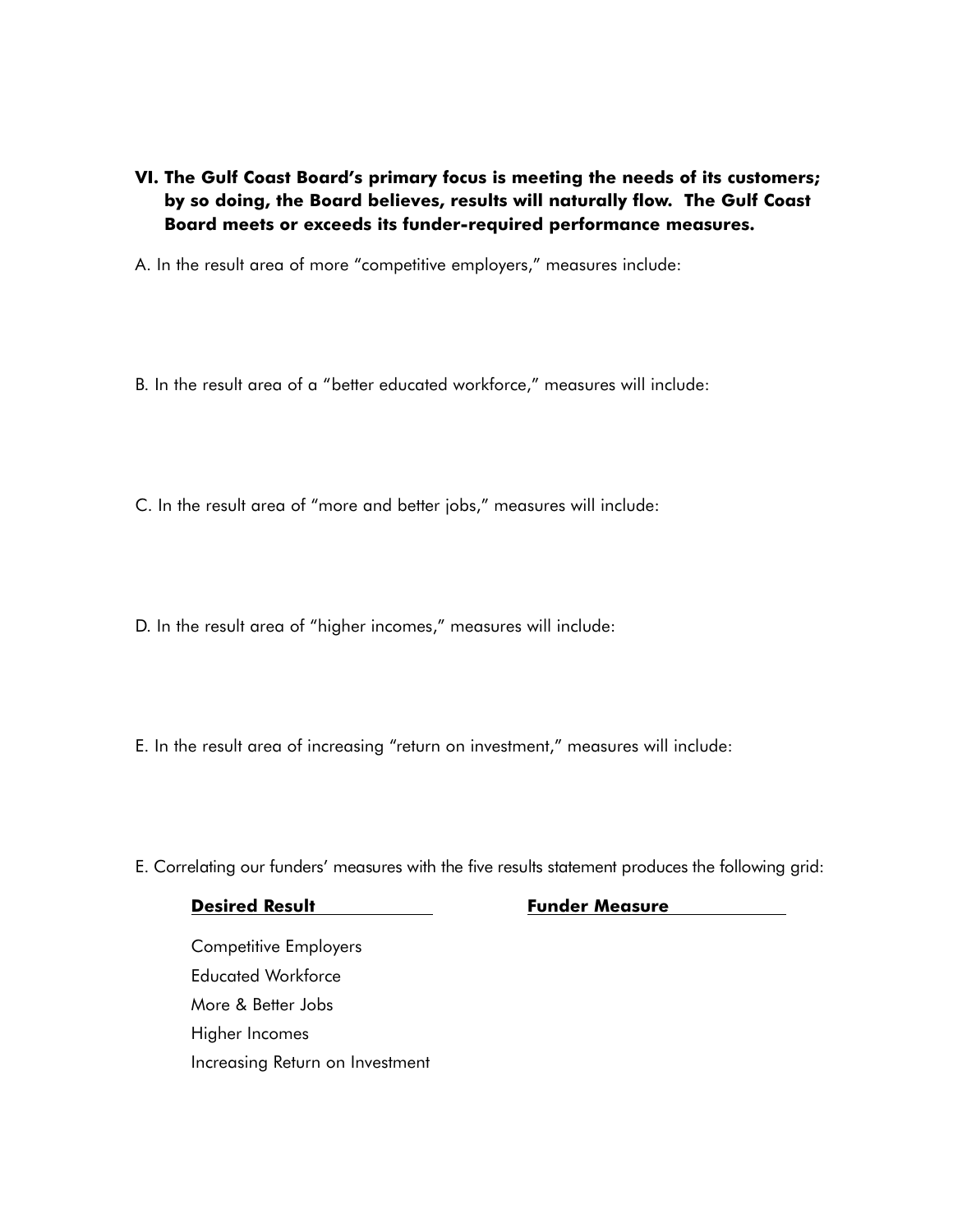**VI. The Gulf Coast Board's primary focus is meeting the needs of its customers; by so doing, the Board believes, results will naturally flow. The Gulf Coast Board meets or exceeds its funder-required performance measures.**

A. In the result area of more "competitive employers," measures include:

B. In the result area of a "better educated workforce," measures will include:

C. In the result area of "more and better jobs," measures will include:

D. In the result area of "higher incomes," measures will include:

E. In the result area of increasing "return on investment," measures will include:

E. Correlating our funders' measures with the five results statement produces the following grid:

| **Desired Result** | **Funder Measure** |
|---|---|
| Competitive Employers | |
| Educated Workforce | |
| More & Better Jobs | |
| Higher Incomes | |
| Increasing Return on Investment | |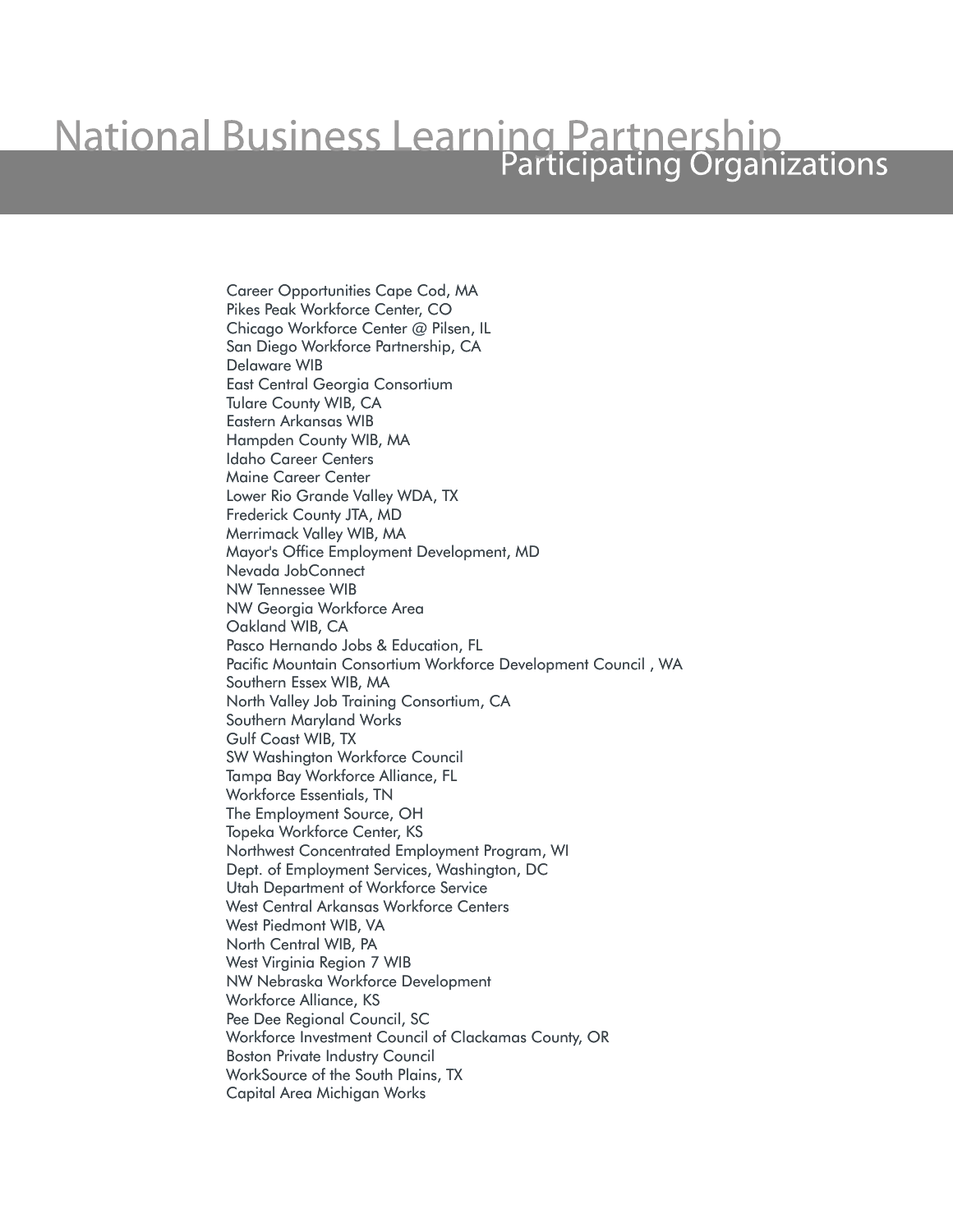# National Business Learning Partnership

## Participating Organizations

Career Opportunities Cape Cod, MA
Pikes Peak Workforce Center, CO
Chicago Workforce Center @ Pilsen, IL
San Diego Workforce Partnership, CA
Delaware WIB
East Central Georgia Consortium
Tulare County WIB, CA
Eastern Arkansas WIB
Hampden County WIB, MA
Idaho Career Centers
Maine Career Center
Lower Rio Grande Valley WDA, TX
Frederick County JTA, MD
Merrimack Valley WIB, MA
Mayor's Office Employment Development, MD
Nevada JobConnect
NW Tennessee WIB
NW Georgia Workforce Area
Oakland WIB, CA
Pasco Hernando Jobs & Education, FL
Pacific Mountain Consortium Workforce Development Council , WA
Southern Essex WIB, MA
North Valley Job Training Consortium, CA
Southern Maryland Works
Gulf Coast WIB, TX
SW Washington Workforce Council
Tampa Bay Workforce Alliance, FL
Workforce Essentials, TN
The Employment Source, OH
Topeka Workforce Center, KS
Northwest Concentrated Employment Program, WI
Dept. of Employment Services, Washington, DC
Utah Department of Workforce Service
West Central Arkansas Workforce Centers
West Piedmont WIB, VA
North Central WIB, PA
West Virginia Region 7 WIB
NW Nebraska Workforce Development
Workforce Alliance, KS
Pee Dee Regional Council, SC
Workforce Investment Council of Clackamas County, OR
Boston Private Industry Council
WorkSource of the South Plains, TX
Capital Area Michigan Works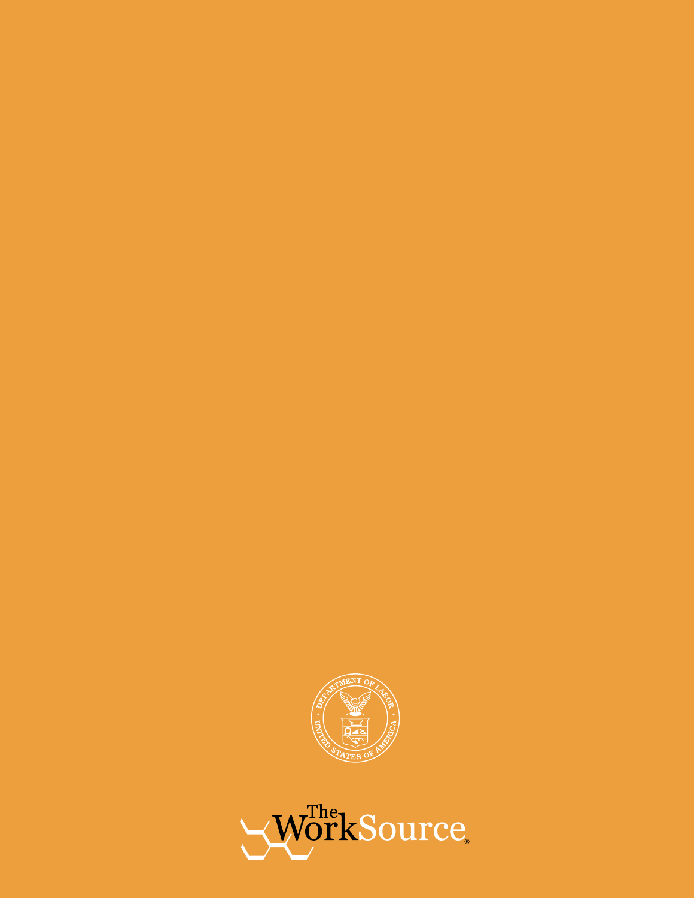DEPARTMENT OF LABOR · UNITED STATES OF AMERICA ·

The WorkSource®